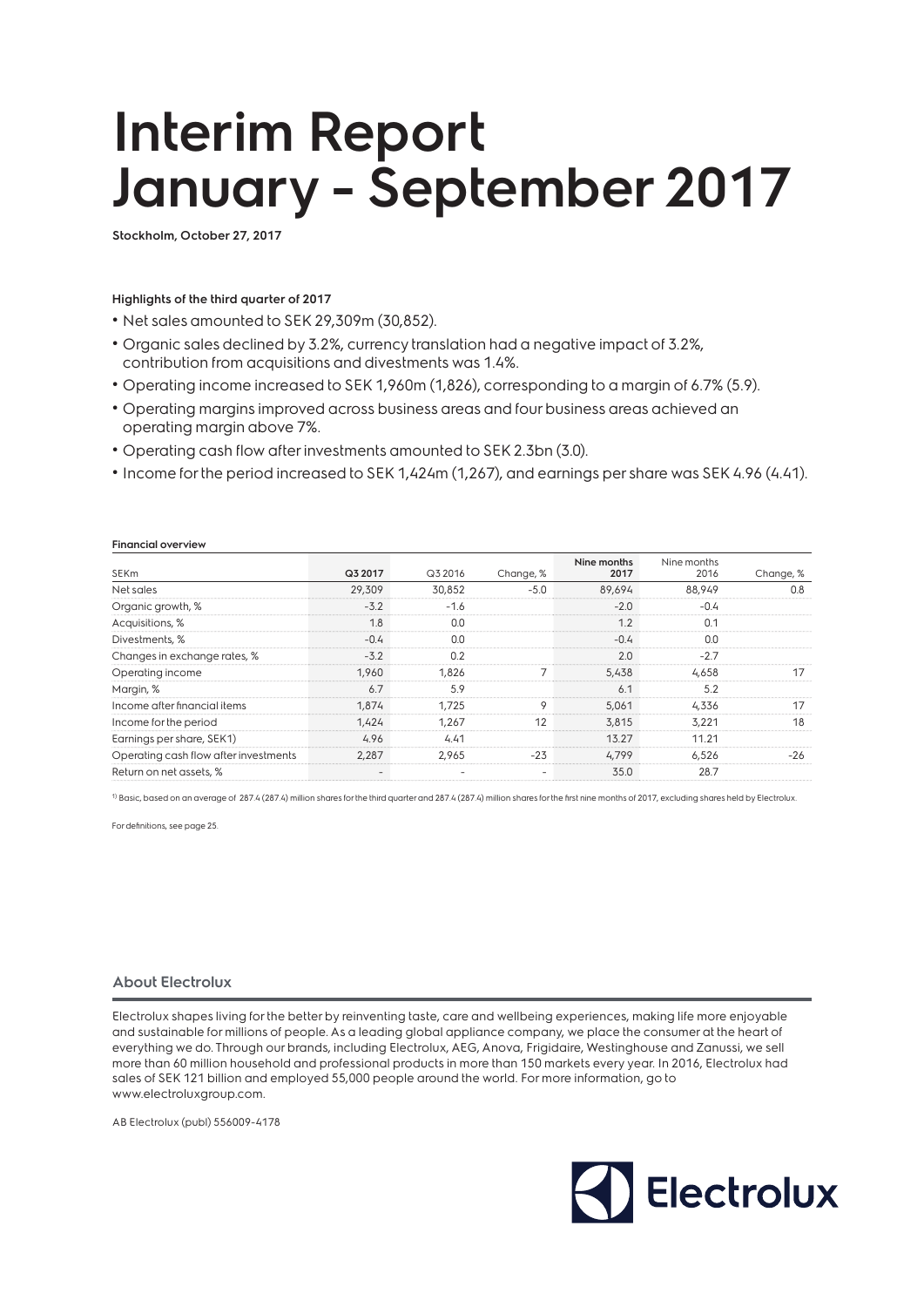# Interim Report January - September 2017

**Stockholm, October 27, 2017**

**Highlights of the third quarter of 2017**

- Net sales amounted to SEK 29,309m (30,852).
- Organic sales declined by 3.2%, currency translation had a negative impact of 3.2%, contribution from acquisitions and divestments was 1.4%.
- Operating income increased to SEK 1,960m (1,826), corresponding to a margin of 6.7% (5.9).
- Operating margins improved across business areas and four business areas achieved an operating margin above 7%.
- Operating cash flow after investments amounted to SEK 2.3bn (3.0).
- Income for the period increased to SEK 1,424m (1,267), and earnings per share was SEK 4.96 (4.41).

**Financial overview**

| SEKm | Q3 2017 | Q3 2016 | Change, % | Nine months 2017 | Nine months 2016 | Change, % |
|---|---|---|---|---|---|---|
| Net sales | 29,309 | 30,852 | -5.0 | 89,694 | 88,949 | 0.8 |
| Organic growth, % | -3.2 | -1.6 | | -2.0 | -0.4 | |
| Acquisitions, % | 1.8 | 0.0 | | 1.2 | 0.1 | |
| Divestments, % | -0.4 | 0.0 | | -0.4 | 0.0 | |
| Changes in exchange rates, % | -3.2 | 0.2 | | 2.0 | -2.7 | |
| Operating income | 1,960 | 1,826 | 7 | 5,438 | 4,658 | 17 |
| Margin, % | 6.7 | 5.9 | | 6.1 | 5.2 | |
| Income after financial items | 1,874 | 1,725 | 9 | 5,061 | 4,336 | 17 |
| Income for the period | 1,424 | 1,267 | 12 | 3,815 | 3,221 | 18 |
| Earnings per share, SEK1) | 4.96 | 4.41 | | 13.27 | 11.21 | |
| Operating cash flow after investments | 2,287 | 2,965 | -23 | 4,799 | 6,526 | -26 |
| Return on net assets, % | - | - | - | 35.0 | 28.7 | |

[1] Basic, based on an average of 287.4 (287.4) million shares for the third quarter and 287.4 (287.4) million shares for the first nine months of 2017, excluding shares held by Electrolux.

For definitions, see page 25.

## About Electrolux

Electrolux shapes living for the better by reinventing taste, care and wellbeing experiences, making life more enjoyable and sustainable for millions of people. As a leading global appliance company, we place the consumer at the heart of everything we do. Through our brands, including Electrolux, AEG, Anova, Frigidaire, Westinghouse and Zanussi, we sell more than 60 million household and professional products in more than 150 markets every year. In 2016, Electrolux had sales of SEK 121 billion and employed 55,000 people around the world. For more information, go to www.electroluxgroup.com.

AB Electrolux (publ) 556009-4178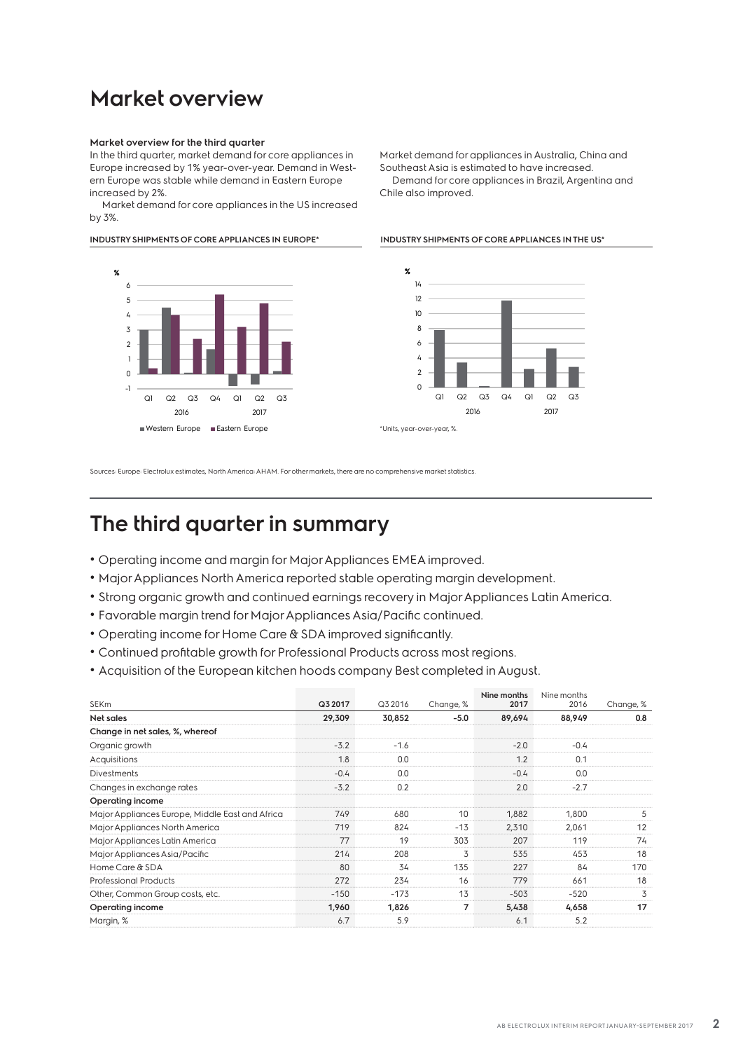# Market overview

**Market overview for the third quarter**

In the third quarter, market demand for core appliances in Europe increased by 1% year-over-year. Demand in Western Europe was stable while demand in Eastern Europe increased by 2%.

Market demand for core appliances in the US increased by 3%.

Market demand for appliances in Australia, China and Southeast Asia is estimated to have increased.

Demand for core appliances in Brazil, Argentina and Chile also improved.

**INDUSTRY SHIPMENTS OF CORE APPLIANCES IN EUROPE***

**INDUSTRY SHIPMENTS OF CORE APPLIANCES IN THE US***

*Units, year-over-year, %.

Sources: Europe: Electrolux estimates, North America: AHAM. For other markets, there are no comprehensive market statistics.

# The third quarter in summary

- Operating income and margin for Major Appliances EMEA improved.
- Major Appliances North America reported stable operating margin development.
- Strong organic growth and continued earnings recovery in Major Appliances Latin America.
- Favorable margin trend for Major Appliances Asia/Pacific continued.
- Operating income for Home Care & SDA improved significantly.
- Continued profitable growth for Professional Products across most regions.
- Acquisition of the European kitchen hoods company Best completed in August.

| SEKm | Q3 2017 | Q3 2016 | Change, % | Nine months 2017 | Nine months 2016 | Change, % |
|---|---|---|---|---|---|---|
| **Net sales** | **29,309** | **30,852** | **-5.0** | **89,694** | **88,949** | **0.8** |
| **Change in net sales, %, whereof** | | | | | | |
| Organic growth | -3.2 | -1.6 | | -2.0 | -0.4 | |
| Acquisitions | 1.8 | 0.0 | | 1.2 | 0.1 | |
| Divestments | -0.4 | 0.0 | | -0.4 | 0.0 | |
| Changes in exchange rates | -3.2 | 0.2 | | 2.0 | -2.7 | |
| **Operating income** | | | | | | |
| Major Appliances Europe, Middle East and Africa | 749 | 680 | 10 | 1,882 | 1,800 | 5 |
| Major Appliances North America | 719 | 824 | -13 | 2,310 | 2,061 | 12 |
| Major Appliances Latin America | 77 | 19 | 303 | 207 | 119 | 74 |
| Major Appliances Asia/Pacific | 214 | 208 | 3 | 535 | 453 | 18 |
| Home Care & SDA | 80 | 34 | 135 | 227 | 84 | 170 |
| Professional Products | 272 | 234 | 16 | 779 | 661 | 18 |
| Other, Common Group costs, etc. | -150 | -173 | 13 | -503 | -520 | 3 |
| **Operating income** | **1,960** | **1,826** | **7** | **5,438** | **4,658** | **17** |
| Margin, % | 6.7 | 5.9 | | 6.1 | 5.2 | |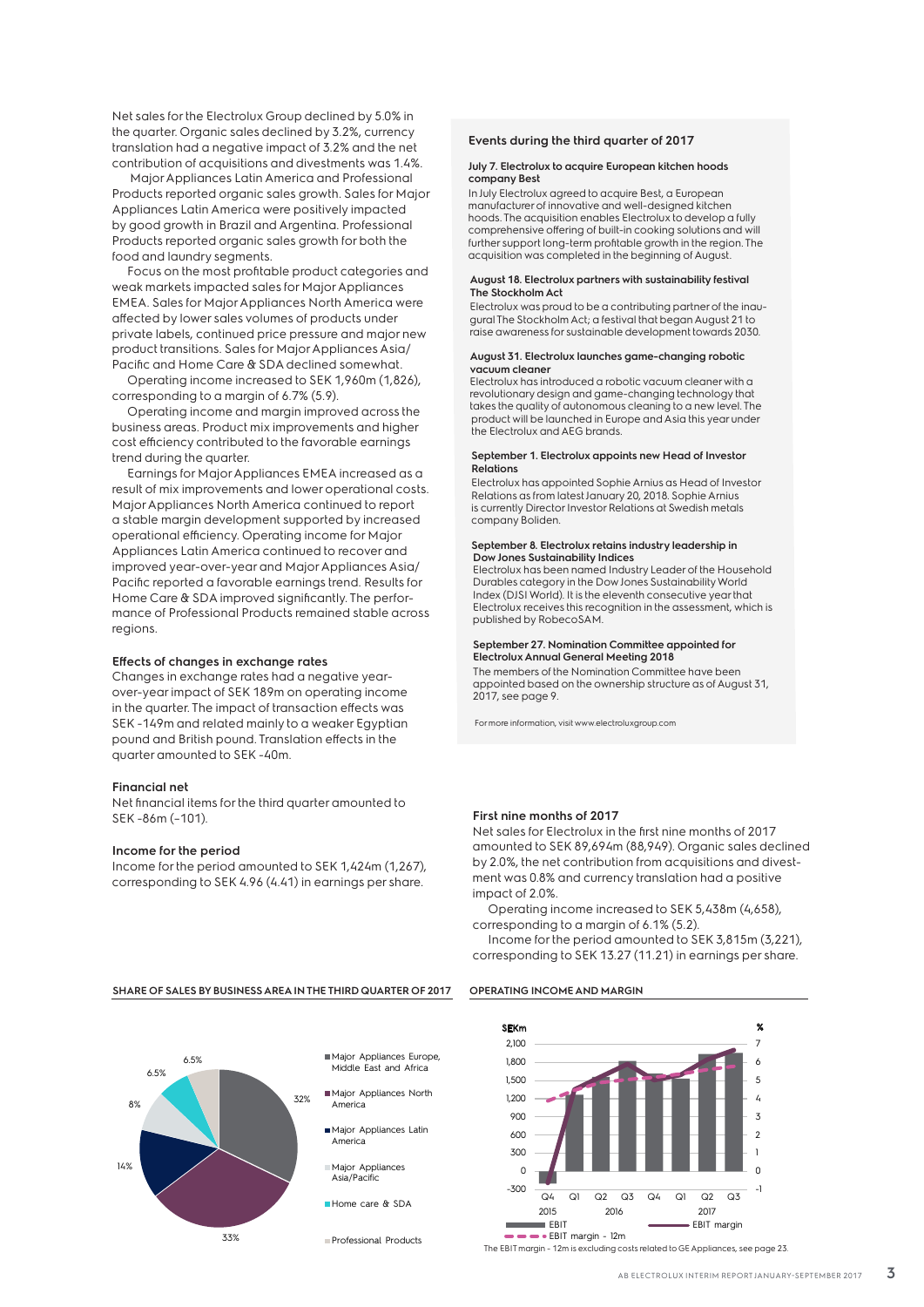Net sales for the Electrolux Group declined by 5.0% in the quarter. Organic sales declined by 3.2%, currency translation had a negative impact of 3.2% and the net contribution of acquisitions and divestments was 1.4%.

Major Appliances Latin America and Professional Products reported organic sales growth. Sales for Major Appliances Latin America were positively impacted by good growth in Brazil and Argentina. Professional Products reported organic sales growth for both the food and laundry segments.

Focus on the most profitable product categories and weak markets impacted sales for Major Appliances EMEA. Sales for Major Appliances North America were affected by lower sales volumes of products under private labels, continued price pressure and major new product transitions. Sales for Major Appliances Asia/Pacific and Home Care & SDA declined somewhat.

Operating income increased to SEK 1,960m (1,826), corresponding to a margin of 6.7% (5.9).

Operating income and margin improved across the business areas. Product mix improvements and higher cost efficiency contributed to the favorable earnings trend during the quarter.

Earnings for Major Appliances EMEA increased as a result of mix improvements and lower operational costs. Major Appliances North America continued to report a stable margin development supported by increased operational efficiency. Operating income for Major Appliances Latin America continued to recover and improved year-over-year and Major Appliances Asia/Pacific reported a favorable earnings trend. Results for Home Care & SDA improved significantly. The performance of Professional Products remained stable across regions.

### Effects of changes in exchange rates

Changes in exchange rates had a negative year-over-year impact of SEK 189m on operating income in the quarter. The impact of transaction effects was SEK -149m and related mainly to a weaker Egyptian pound and British pound. Translation effects in the quarter amounted to SEK -40m.

### Financial net

Net financial items for the third quarter amounted to SEK -86m (-101).

### Income for the period

Income for the period amounted to SEK 1,424m (1,267), corresponding to SEK 4.96 (4.41) in earnings per share.

## Events during the third quarter of 2017

**July 7. Electrolux to acquire European kitchen hoods company Best**

In July Electrolux agreed to acquire Best, a European manufacturer of innovative and well-designed kitchen hoods. The acquisition enables Electrolux to develop a fully comprehensive offering of built-in cooking solutions and will further support long-term profitable growth in the region. The acquisition was completed in the beginning of August.

**August 18. Electrolux partners with sustainability festival The Stockholm Act**

Electrolux was proud to be a contributing partner of the inaugural The Stockholm Act; a festival that began August 21 to raise awareness for sustainable development towards 2030.

**August 31. Electrolux launches game-changing robotic vacuum cleaner**

Electrolux has introduced a robotic vacuum cleaner with a revolutionary design and game-changing technology that takes the quality of autonomous cleaning to a new level. The product will be launched in Europe and Asia this year under the Electrolux and AEG brands.

**September 1. Electrolux appoints new Head of Investor Relations**

Electrolux has appointed Sophie Arnius as Head of Investor Relations as from latest January 20, 2018. Sophie Arnius is currently Director Investor Relations at Swedish metals company Boliden.

**September 8. Electrolux retains industry leadership in Dow Jones Sustainability Indices**

Electrolux has been named Industry Leader of the Household Durables category in the Dow Jones Sustainability World Index (DJSI World). It is the eleventh consecutive year that Electrolux receives this recognition in the assessment, which is published by RobecoSAM.

**September 27. Nomination Committee appointed for Electrolux Annual General Meeting 2018**

The members of the Nomination Committee have been appointed based on the ownership structure as of August 31, 2017, see page 9.

For more information, visit www.electroluxgroup.com

### First nine months of 2017

Net sales for Electrolux in the first nine months of 2017 amounted to SEK 89,694m (88,949). Organic sales declined by 2.0%, the net contribution from acquisitions and divestment was 0.8% and currency translation had a positive impact of 2.0%.

Operating income increased to SEK 5,438m (4,658), corresponding to a margin of 6.1% (5.2).

Income for the period amounted to SEK 3,815m (3,221), corresponding to SEK 13.27 (11.21) in earnings per share.

**SHARE OF SALES BY BUSINESS AREA IN THE THIRD QUARTER OF 2017**

| Business area | Share |
|---|---|
| Major Appliances Europe, Middle East and Africa | 32% |
| Major Appliances North America | 33% |
| Major Appliances Latin America | 14% |
| Major Appliances Asia/Pacific | 8% |
| Home care & SDA | 6.5% |
| Professional Products | 6.5% |

**OPERATING INCOME AND MARGIN**

Legend: EBIT; EBIT margin; EBIT margin - 12m

The EBIT margin - 12m is excluding costs related to GE Appliances, see page 23.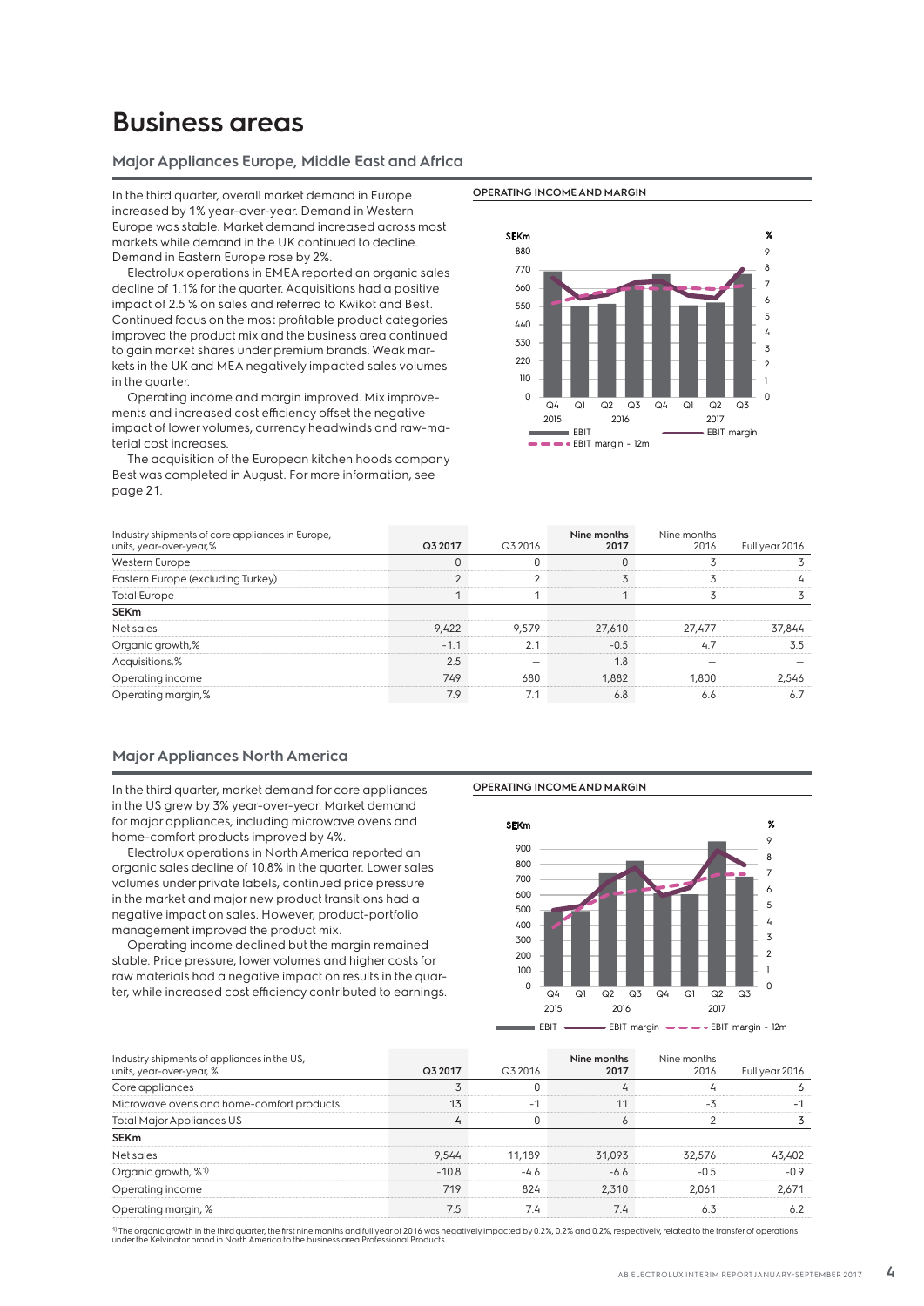# Business areas

## Major Appliances Europe, Middle East and Africa

In the third quarter, overall market demand in Europe increased by 1% year-over-year. Demand in Western Europe was stable. Market demand increased across most markets while demand in the UK continued to decline. Demand in Eastern Europe rose by 2%.

Electrolux operations in EMEA reported an organic sales decline of 1.1% for the quarter. Acquisitions had a positive impact of 2.5 % on sales and referred to Kwikot and Best. Continued focus on the most profitable product categories improved the product mix and the business area continued to gain market shares under premium brands. Weak markets in the UK and MEA negatively impacted sales volumes in the quarter.

Operating income and margin improved. Mix improvements and increased cost efficiency offset the negative impact of lower volumes, currency headwinds and raw-material cost increases.

The acquisition of the European kitchen hoods company Best was completed in August. For more information, see page 21.

**OPERATING INCOME AND MARGIN**

| Industry shipments of core appliances in Europe, units, year-over-year,% | Q3 2017 | Q3 2016 | Nine months 2017 | Nine months 2016 | Full year 2016 |
|---|---|---|---|---|---|
| Western Europe | 0 | 0 | 0 | 3 | 3 |
| Eastern Europe (excluding Turkey) | 2 | 2 | 3 | 3 | 4 |
| Total Europe | 1 | 1 | 1 | 3 | 3 |
| **SEKm** | | | | | |
| Net sales | 9,422 | 9,579 | 27,610 | 27,477 | 37,844 |
| Organic growth,% | -1.1 | 2.1 | -0.5 | 4.7 | 3.5 |
| Acquisitions,% | 2.5 | – | 1.8 | – | – |
| Operating income | 749 | 680 | 1,882 | 1,800 | 2,546 |
| Operating margin,% | 7.9 | 7.1 | 6.8 | 6.6 | 6.7 |

## Major Appliances North America

In the third quarter, market demand for core appliances in the US grew by 3% year-over-year. Market demand for major appliances, including microwave ovens and home-comfort products improved by 4%.

Electrolux operations in North America reported an organic sales decline of 10.8% in the quarter. Lower sales volumes under private labels, continued price pressure in the market and major new product transitions had a negative impact on sales. However, product-portfolio management improved the product mix.

Operating income declined but the margin remained stable. Price pressure, lower volumes and higher costs for raw materials had a negative impact on results in the quarter, while increased cost efficiency contributed to earnings.

**OPERATING INCOME AND MARGIN**

| Industry shipments of appliances in the US, units, year-over-year, % | Q3 2017 | Q3 2016 | Nine months 2017 | Nine months 2016 | Full year 2016 |
|---|---|---|---|---|---|
| Core appliances | 3 | 0 | 4 | 4 | 6 |
| Microwave ovens and home-comfort products | 13 | -1 | 11 | -3 | -1 |
| Total Major Appliances US | 4 | 0 | 6 | 2 | 3 |
| **SEKm** | | | | | |
| Net sales | 9,544 | 11,189 | 31,093 | 32,576 | 43,402 |
| Organic growth, %[1] | -10.8 | -4.6 | -6.6 | -0.5 | -0.9 |
| Operating income | 719 | 824 | 2,310 | 2,061 | 2,671 |
| Operating margin, % | 7.5 | 7.4 | 7.4 | 6.3 | 6.2 |

[1] The organic growth in the third quarter, the first nine months and full year of 2016 was negatively impacted by 0.2%, 0.2% and 0.2%, respectively, related to the transfer of operations under the Kelvinator brand in North America to the business area Professional Products.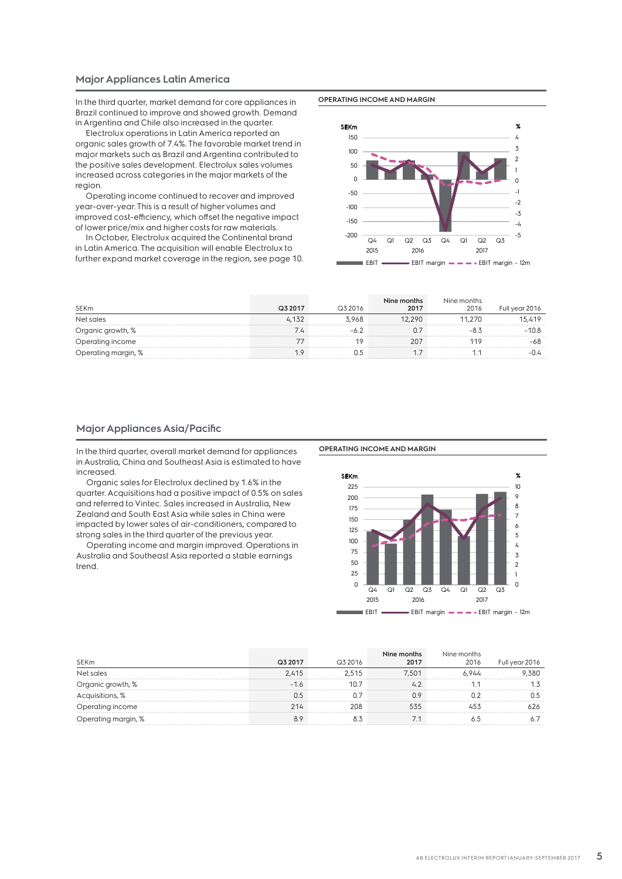## Major Appliances Latin America

In the third quarter, market demand for core appliances in Brazil continued to improve and showed growth. Demand in Argentina and Chile also increased in the quarter.

Electrolux operations in Latin America reported an organic sales growth of 7.4%. The favorable market trend in major markets such as Brazil and Argentina contributed to the positive sales development. Electrolux sales volumes increased across categories in the major markets of the region.

Operating income continued to recover and improved year-over-year. This is a result of higher volumes and improved cost-efficiency, which offset the negative impact of lower price/mix and higher costs for raw materials.

In October, Electrolux acquired the Continental brand in Latin America. The acquisition will enable Electrolux to further expand market coverage in the region, see page 10.

**OPERATING INCOME AND MARGIN**

| SEKm | Q3 2017 | Q3 2016 | Nine months 2017 | Nine months 2016 | Full year 2016 |
|---|---|---|---|---|---|
| Net sales | 4,132 | 3,968 | 12,290 | 11,270 | 15,419 |
| Organic growth, % | 7.4 | -6.2 | 0.7 | -8.3 | -10.8 |
| Operating income | 77 | 19 | 207 | 119 | -68 |
| Operating margin, % | 1.9 | 0.5 | 1.7 | 1.1 | -0.4 |

## Major Appliances Asia/Pacific

In the third quarter, overall market demand for appliances in Australia, China and Southeast Asia is estimated to have increased.

Organic sales for Electrolux declined by 1.6% in the quarter. Acquisitions had a positive impact of 0.5% on sales and referred to Vintec. Sales increased in Australia, New Zealand and South East Asia while sales in China were impacted by lower sales of air-conditioners, compared to strong sales in the third quarter of the previous year.

Operating income and margin improved. Operations in Australia and Southeast Asia reported a stable earnings trend.

**OPERATING INCOME AND MARGIN**

| SEKm | Q3 2017 | Q3 2016 | Nine months 2017 | Nine months 2016 | Full year 2016 |
|---|---|---|---|---|---|
| Net sales | 2,415 | 2,515 | 7,501 | 6,944 | 9,380 |
| Organic growth, % | -1.6 | 10.7 | 4.2 | 1.1 | 1.3 |
| Acquisitions, % | 0.5 | 0.7 | 0.9 | 0.2 | 0.5 |
| Operating income | 214 | 208 | 535 | 453 | 626 |
| Operating margin, % | 8.9 | 8.3 | 7.1 | 6.5 | 6.7 |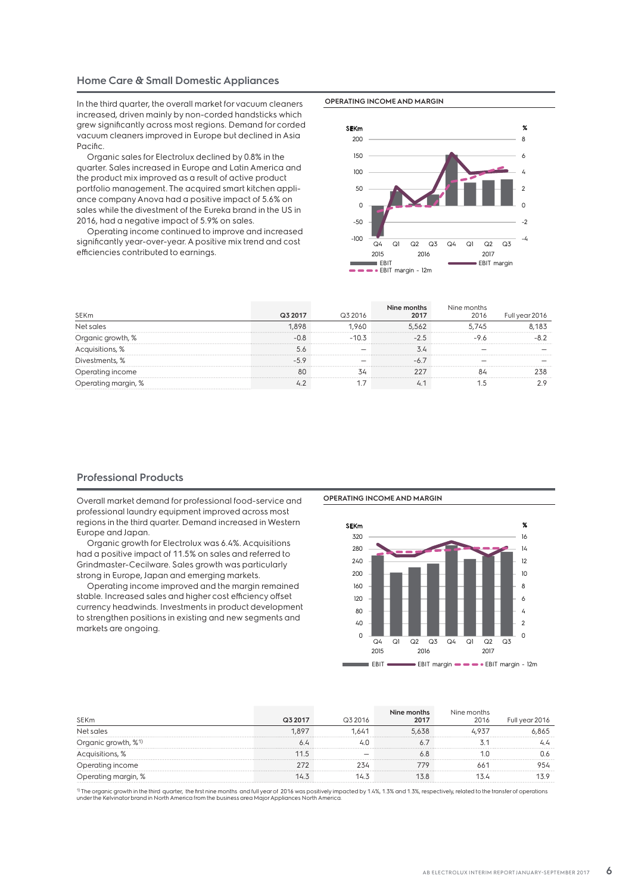## Home Care & Small Domestic Appliances

In the third quarter, the overall market for vacuum cleaners increased, driven mainly by non-corded handsticks which grew significantly across most regions. Demand for corded vacuum cleaners improved in Europe but declined in Asia Pacific.

Organic sales for Electrolux declined by 0.8% in the quarter. Sales increased in Europe and Latin America and the product mix improved as a result of active product portfolio management. The acquired smart kitchen appliance company Anova had a positive impact of 5.6% on sales while the divestment of the Eureka brand in the US in 2016, had a negative impact of 5.9% on sales.

Operating income continued to improve and increased significantly year-over-year. A positive mix trend and cost efficiencies contributed to earnings.

**OPERATING INCOME AND MARGIN**

| SEKm | Q3 2017 | Q3 2016 | Nine months 2017 | Nine months 2016 | Full year 2016 |
|---|---|---|---|---|---|
| Net sales | 1,898 | 1,960 | 5,562 | 5,745 | 8,183 |
| Organic growth, % | -0.8 | -10.3 | -2.5 | -9.6 | -8.2 |
| Acquisitions, % | 5.6 | – | 3.4 | – | – |
| Divestments, % | -5.9 | – | -6.7 | – | – |
| Operating income | 80 | 34 | 227 | 84 | 238 |
| Operating margin, % | 4.2 | 1.7 | 4.1 | 1.5 | 2.9 |

## Professional Products

Overall market demand for professional food-service and professional laundry equipment improved across most regions in the third quarter. Demand increased in Western Europe and Japan.

Organic growth for Electrolux was 6.4%. Acquisitions had a positive impact of 11.5% on sales and referred to Grindmaster-Cecilware. Sales growth was particularly strong in Europe, Japan and emerging markets.

Operating income improved and the margin remained stable. Increased sales and higher cost efficiency offset currency headwinds. Investments in product development to strengthen positions in existing and new segments and markets are ongoing.

**OPERATING INCOME AND MARGIN**

| SEKm | Q3 2017 | Q3 2016 | Nine months 2017 | Nine months 2016 | Full year 2016 |
|---|---|---|---|---|---|
| Net sales | 1,897 | 1,641 | 5,638 | 4,937 | 6,865 |
| Organic growth, %[1] | 6.4 | 4.0 | 6.7 | 3.1 | 4.4 |
| Acquisitions, % | 11.5 | – | 6.8 | 1.0 | 0.6 |
| Operating income | 272 | 234 | 779 | 661 | 954 |
| Operating margin, % | 14.3 | 14.3 | 13.8 | 13.4 | 13.9 |

[1] The organic growth in the third quarter, the first nine months and full year of 2016 was positively impacted by 1.4%, 1.3% and 1.3%, respectively, related to the transfer of operations under the Kelvinator brand in North America from the business area Major Appliances North America.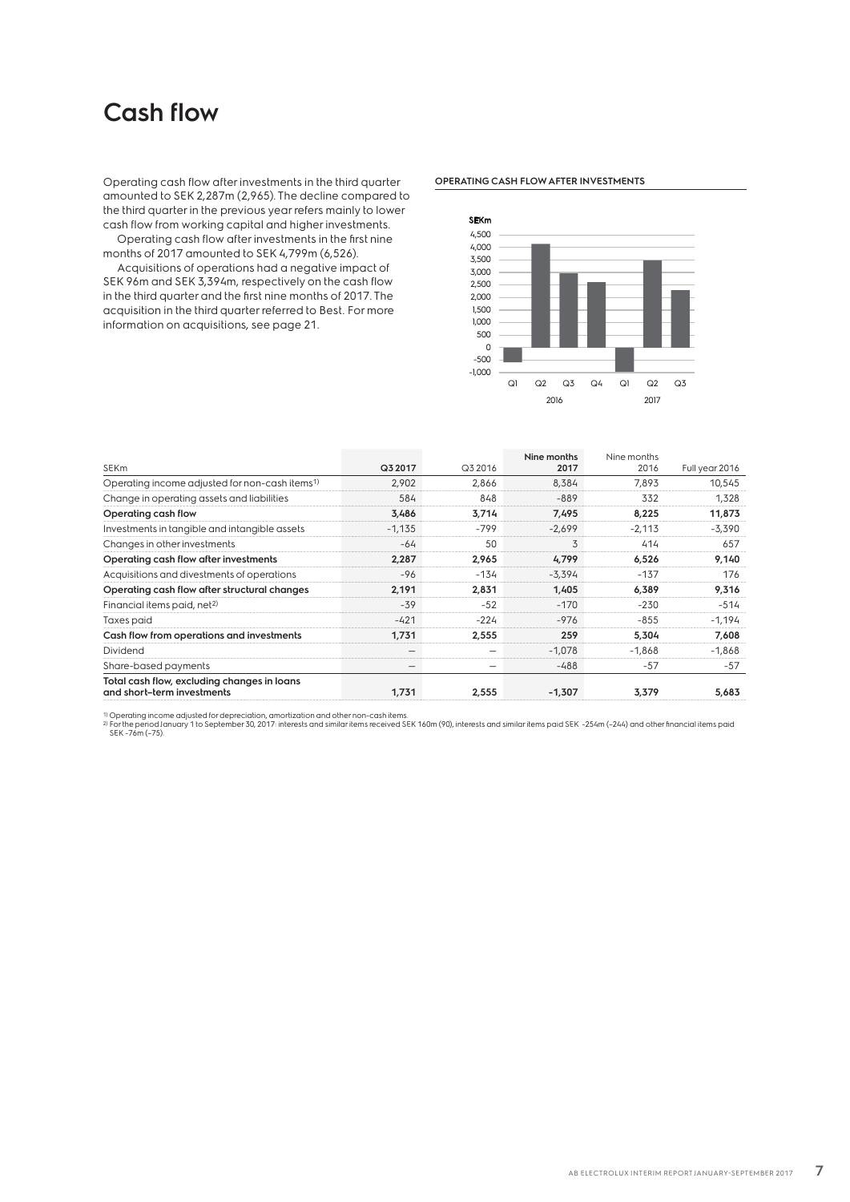# Cash flow

Operating cash flow after investments in the third quarter amounted to SEK 2,287m (2,965). The decline compared to the third quarter in the previous year refers mainly to lower cash flow from working capital and higher investments.

Operating cash flow after investments in the first nine months of 2017 amounted to SEK 4,799m (6,526).

Acquisitions of operations had a negative impact of SEK 96m and SEK 3,394m, respectively on the cash flow in the third quarter and the first nine months of 2017. The acquisition in the third quarter referred to Best. For more information on acquisitions, see page 21.

**OPERATING CASH FLOW AFTER INVESTMENTS**

| SEKm | Q3 2017 | Q3 2016 | Nine months 2017 | Nine months 2016 | Full year 2016 |
|---|---|---|---|---|---|
| Operating income adjusted for non-cash items[1] | 2,902 | 2,866 | 8,384 | 7,893 | 10,545 |
| Change in operating assets and liabilities | 584 | 848 | -889 | 332 | 1,328 |
| **Operating cash flow** | **3,486** | **3,714** | **7,495** | **8,225** | **11,873** |
| Investments in tangible and intangible assets | -1,135 | -799 | -2,699 | -2,113 | -3,390 |
| Changes in other investments | -64 | 50 | 3 | 414 | 657 |
| **Operating cash flow after investments** | **2,287** | **2,965** | **4,799** | **6,526** | **9,140** |
| Acquisitions and divestments of operations | -96 | -134 | -3,394 | -137 | 176 |
| **Operating cash flow after structural changes** | **2,191** | **2,831** | **1,405** | **6,389** | **9,316** |
| Financial items paid, net[2] | -39 | -52 | -170 | -230 | -514 |
| Taxes paid | -421 | -224 | -976 | -855 | -1,194 |
| **Cash flow from operations and investments** | **1,731** | **2,555** | **259** | **5,304** | **7,608** |
| Dividend | – | – | -1,078 | -1,868 | -1,868 |
| Share-based payments | – | – | -488 | -57 | -57 |
| **Total cash flow, excluding changes in loans and short-term investments** | **1,731** | **2,555** | **-1,307** | **3,379** | **5,683** |

[1] Operating income adjusted for depreciation, amortization and other non-cash items.
[2] For the period January 1 to September 30, 2017: interests and similar items received SEK 160m (90), interests and similar items paid SEK -254m (-244) and other financial items paid SEK -76m (-75).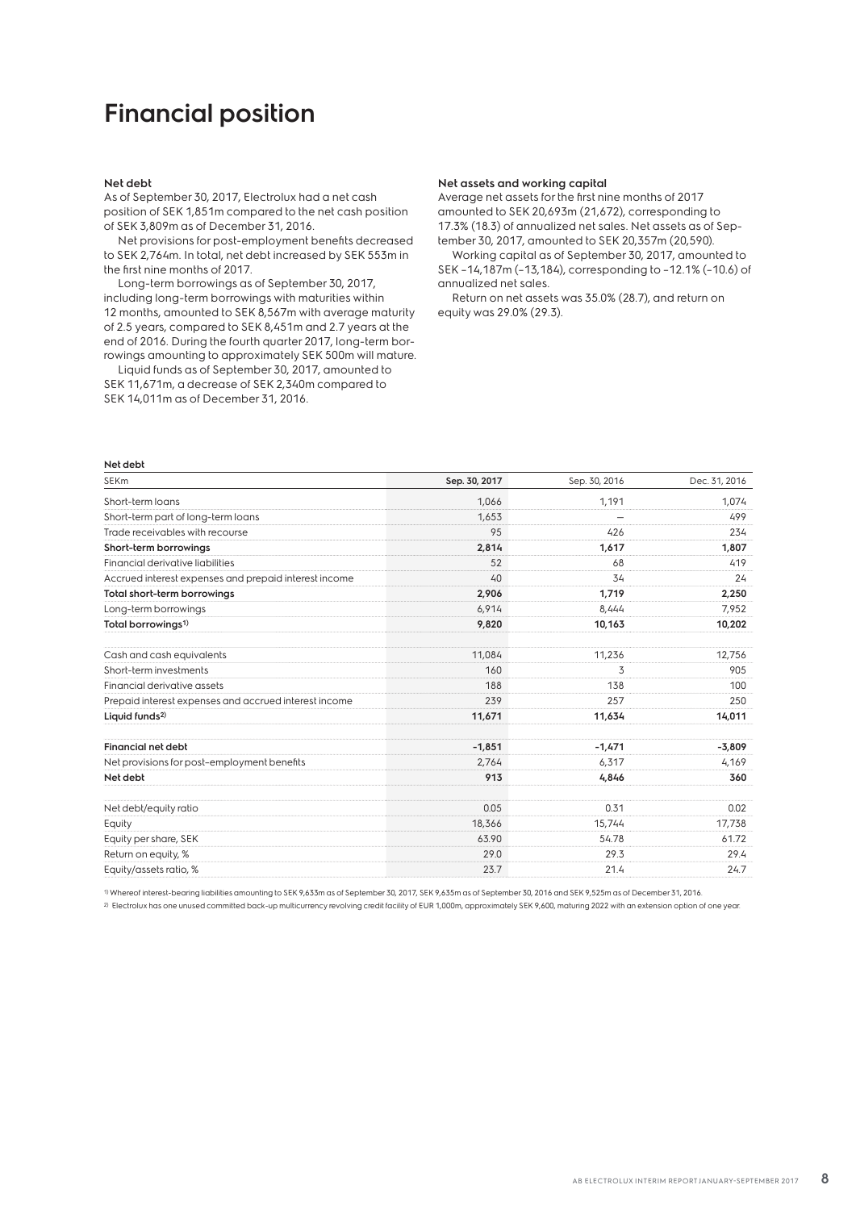# Financial position

### Net debt

As of September 30, 2017, Electrolux had a net cash position of SEK 1,851m compared to the net cash position of SEK 3,809m as of December 31, 2016.

Net provisions for post-employment benefits decreased to SEK 2,764m. In total, net debt increased by SEK 553m in the first nine months of 2017.

Long-term borrowings as of September 30, 2017, including long-term borrowings with maturities within 12 months, amounted to SEK 8,567m with average maturity of 2.5 years, compared to SEK 8,451m and 2.7 years at the end of 2016. During the fourth quarter 2017, long-term borrowings amounting to approximately SEK 500m will mature.

Liquid funds as of September 30, 2017, amounted to SEK 11,671m, a decrease of SEK 2,340m compared to SEK 14,011m as of December 31, 2016.

### Net assets and working capital

Average net assets for the first nine months of 2017 amounted to SEK 20,693m (21,672), corresponding to 17.3% (18.3) of annualized net sales. Net assets as of September 30, 2017, amounted to SEK 20,357m (20,590).

Working capital as of September 30, 2017, amounted to SEK –14,187m (–13,184), corresponding to –12.1% (–10.6) of annualized net sales.

Return on net assets was 35.0% (28.7), and return on equity was 29.0% (29.3).

**Net debt**

| SEKm | Sep. 30, 2017 | Sep. 30, 2016 | Dec. 31, 2016 |
|---|---|---|---|
| Short-term loans | 1,066 | 1,191 | 1,074 |
| Short-term part of long-term loans | 1,653 | – | 499 |
| Trade receivables with recourse | 95 | 426 | 234 |
| **Short-term borrowings** | **2,814** | **1,617** | **1,807** |
| Financial derivative liabilities | 52 | 68 | 419 |
| Accrued interest expenses and prepaid interest income | 40 | 34 | 24 |
| **Total short-term borrowings** | **2,906** | **1,719** | **2,250** |
| Long-term borrowings | 6,914 | 8,444 | 7,952 |
| **Total borrowings[1]** | **9,820** | **10,163** | **10,202** |
| | | | |
| Cash and cash equivalents | 11,084 | 11,236 | 12,756 |
| Short-term investments | 160 | 3 | 905 |
| Financial derivative assets | 188 | 138 | 100 |
| Prepaid interest expenses and accrued interest income | 239 | 257 | 250 |
| **Liquid funds[2]** | **11,671** | **11,634** | **14,011** |
| | | | |
| **Financial net debt** | **-1,851** | **-1,471** | **-3,809** |
| Net provisions for post-employment benefits | 2,764 | 6,317 | 4,169 |
| **Net debt** | **913** | **4,846** | **360** |
| | | | |
| Net debt/equity ratio | 0.05 | 0.31 | 0.02 |
| Equity | 18,366 | 15,744 | 17,738 |
| Equity per share, SEK | 63.90 | 54.78 | 61.72 |
| Return on equity, % | 29.0 | 29.3 | 29.4 |
| Equity/assets ratio, % | 23.7 | 21.4 | 24.7 |

[1] Whereof interest-bearing liabilities amounting to SEK 9,633m as of September 30, 2017, SEK 9,635m as of September 30, 2016 and SEK 9,525m as of December 31, 2016.

[2] Electrolux has one unused committed back-up multicurrency revolving credit facility of EUR 1,000m, approximately SEK 9,600, maturing 2022 with an extension option of one year.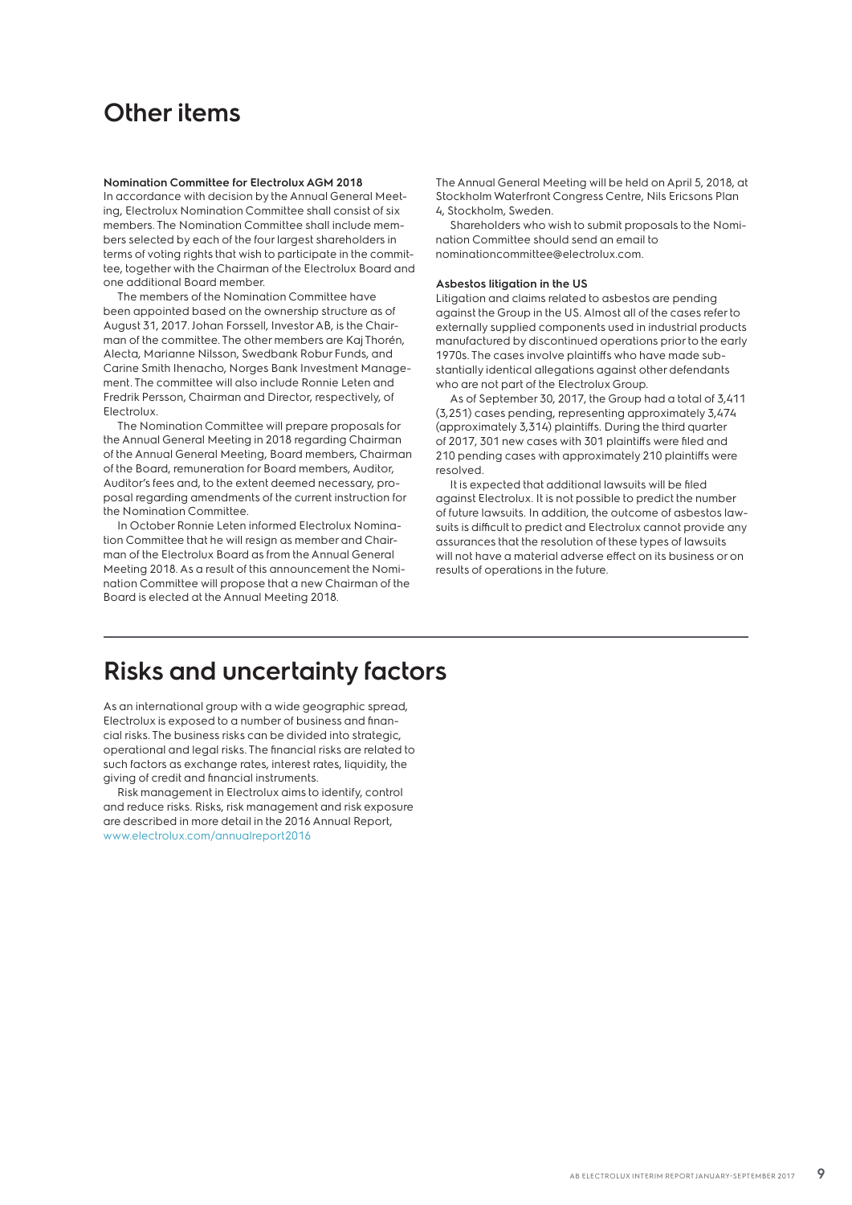# Other items

### Nomination Committee for Electrolux AGM 2018

In accordance with decision by the Annual General Meeting, Electrolux Nomination Committee shall consist of six members. The Nomination Committee shall include members selected by each of the four largest shareholders in terms of voting rights that wish to participate in the committee, together with the Chairman of the Electrolux Board and one additional Board member.

The members of the Nomination Committee have been appointed based on the ownership structure as of August 31, 2017. Johan Forssell, Investor AB, is the Chairman of the committee. The other members are Kaj Thorén, Alecta, Marianne Nilsson, Swedbank Robur Funds, and Carine Smith Ihenacho, Norges Bank Investment Management. The committee will also include Ronnie Leten and Fredrik Persson, Chairman and Director, respectively, of Electrolux.

The Nomination Committee will prepare proposals for the Annual General Meeting in 2018 regarding Chairman of the Annual General Meeting, Board members, Chairman of the Board, remuneration for Board members, Auditor, Auditor's fees and, to the extent deemed necessary, proposal regarding amendments of the current instruction for the Nomination Committee.

In October Ronnie Leten informed Electrolux Nomination Committee that he will resign as member and Chairman of the Electrolux Board as from the Annual General Meeting 2018. As a result of this announcement the Nomination Committee will propose that a new Chairman of the Board is elected at the Annual Meeting 2018.

The Annual General Meeting will be held on April 5, 2018, at Stockholm Waterfront Congress Centre, Nils Ericsons Plan 4, Stockholm, Sweden.

Shareholders who wish to submit proposals to the Nomination Committee should send an email to nominationcommittee@electrolux.com.

### Asbestos litigation in the US

Litigation and claims related to asbestos are pending against the Group in the US. Almost all of the cases refer to externally supplied components used in industrial products manufactured by discontinued operations prior to the early 1970s. The cases involve plaintiffs who have made substantially identical allegations against other defendants who are not part of the Electrolux Group.

As of September 30, 2017, the Group had a total of 3,411 (3,251) cases pending, representing approximately 3,474 (approximately 3,314) plaintiffs. During the third quarter of 2017, 301 new cases with 301 plaintiffs were filed and 210 pending cases with approximately 210 plaintiffs were resolved.

It is expected that additional lawsuits will be filed against Electrolux. It is not possible to predict the number of future lawsuits. In addition, the outcome of asbestos lawsuits is difficult to predict and Electrolux cannot provide any assurances that the resolution of these types of lawsuits will not have a material adverse effect on its business or on results of operations in the future.

# Risks and uncertainty factors

As an international group with a wide geographic spread, Electrolux is exposed to a number of business and financial risks. The business risks can be divided into strategic, operational and legal risks. The financial risks are related to such factors as exchange rates, interest rates, liquidity, the giving of credit and financial instruments.

Risk management in Electrolux aims to identify, control and reduce risks. Risks, risk management and risk exposure are described in more detail in the 2016 Annual Report, www.electrolux.com/annualreport2016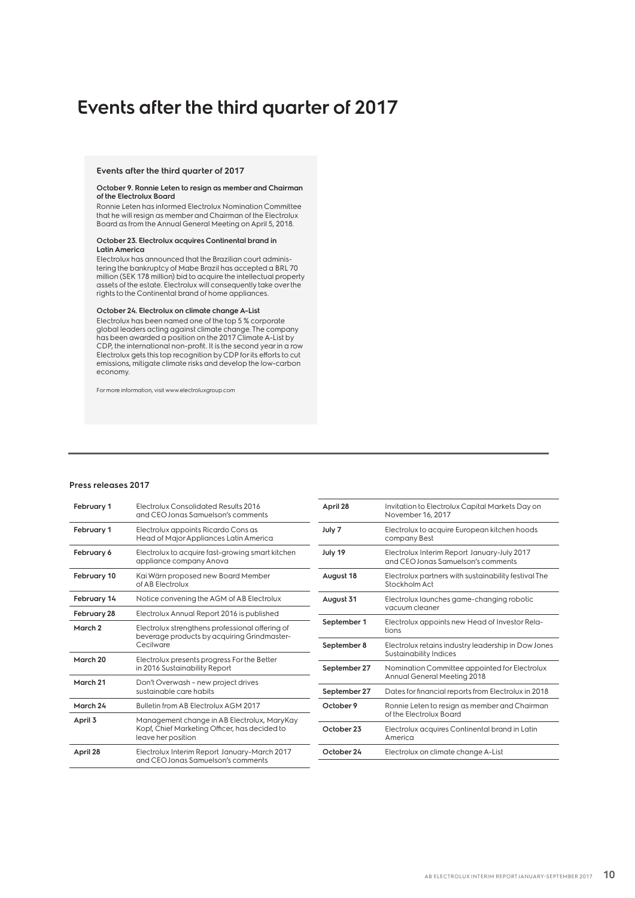# Events after the third quarter of 2017

### Events after the third quarter of 2017

**October 9. Ronnie Leten to resign as member and Chairman of the Electrolux Board**

Ronnie Leten has informed Electrolux Nomination Committee that he will resign as member and Chairman of the Electrolux Board as from the Annual General Meeting on April 5, 2018.

**October 23. Electrolux acquires Continental brand in Latin America**

Electrolux has announced that the Brazilian court administering the bankruptcy of Mabe Brazil has accepted a BRL 70 million (SEK 178 million) bid to acquire the intellectual property assets of the estate. Electrolux will consequently take over the rights to the Continental brand of home appliances.

**October 24. Electrolux on climate change A-List**

Electrolux has been named one of the top 5 % corporate global leaders acting against climate change. The company has been awarded a position on the 2017 Climate A-List by CDP, the international non-profit. It is the second year in a row Electrolux gets this top recognition by CDP for its efforts to cut emissions, mitigate climate risks and develop the low-carbon economy.

For more information, visit www.electroluxgroup.com

### Press releases 2017

| Date | Press release |
|---|---|
| **February 1** | Electrolux Consolidated Results 2016 and CEO Jonas Samuelson's comments |
| **February 1** | Electrolux appoints Ricardo Cons as Head of Major Appliances Latin America |
| **February 6** | Electrolux to acquire fast-growing smart kitchen appliance company Anova |
| **February 10** | Kai Wärn proposed new Board Member of AB Electrolux |
| **February 14** | Notice convening the AGM of AB Electrolux |
| **February 28** | Electrolux Annual Report 2016 is published |
| **March 2** | Electrolux strengthens professional offering of beverage products by acquiring Grindmaster-Cecilware |
| **March 20** | Electrolux presents progress For the Better in 2016 Sustainability Report |
| **March 21** | Don't Overwash – new project drives sustainable care habits |
| **March 24** | Bulletin from AB Electrolux AGM 2017 |
| **April 3** | Management change in AB Electrolux, MaryKay Kopf, Chief Marketing Officer, has decided to leave her position |
| **April 28** | Electrolux Interim Report January-March 2017 and CEO Jonas Samuelson's comments |
| **April 28** | Invitation to Electrolux Capital Markets Day on November 16, 2017 |
| **July 7** | Electrolux to acquire European kitchen hoods company Best |
| **July 19** | Electrolux Interim Report January-July 2017 and CEO Jonas Samuelson's comments |
| **August 18** | Electrolux partners with sustainability festival The Stockholm Act |
| **August 31** | Electrolux launches game-changing robotic vacuum cleaner |
| **September 1** | Electrolux appoints new Head of Investor Relations |
| **September 8** | Electrolux retains industry leadership in Dow Jones Sustainability Indices |
| **September 27** | Nomination Committee appointed for Electrolux Annual General Meeting 2018 |
| **September 27** | Dates for financial reports from Electrolux in 2018 |
| **October 9** | Ronnie Leten to resign as member and Chairman of the Electrolux Board |
| **October 23** | Electrolux acquires Continental brand in Latin America |
| **October 24** | Electrolux on climate change A-List |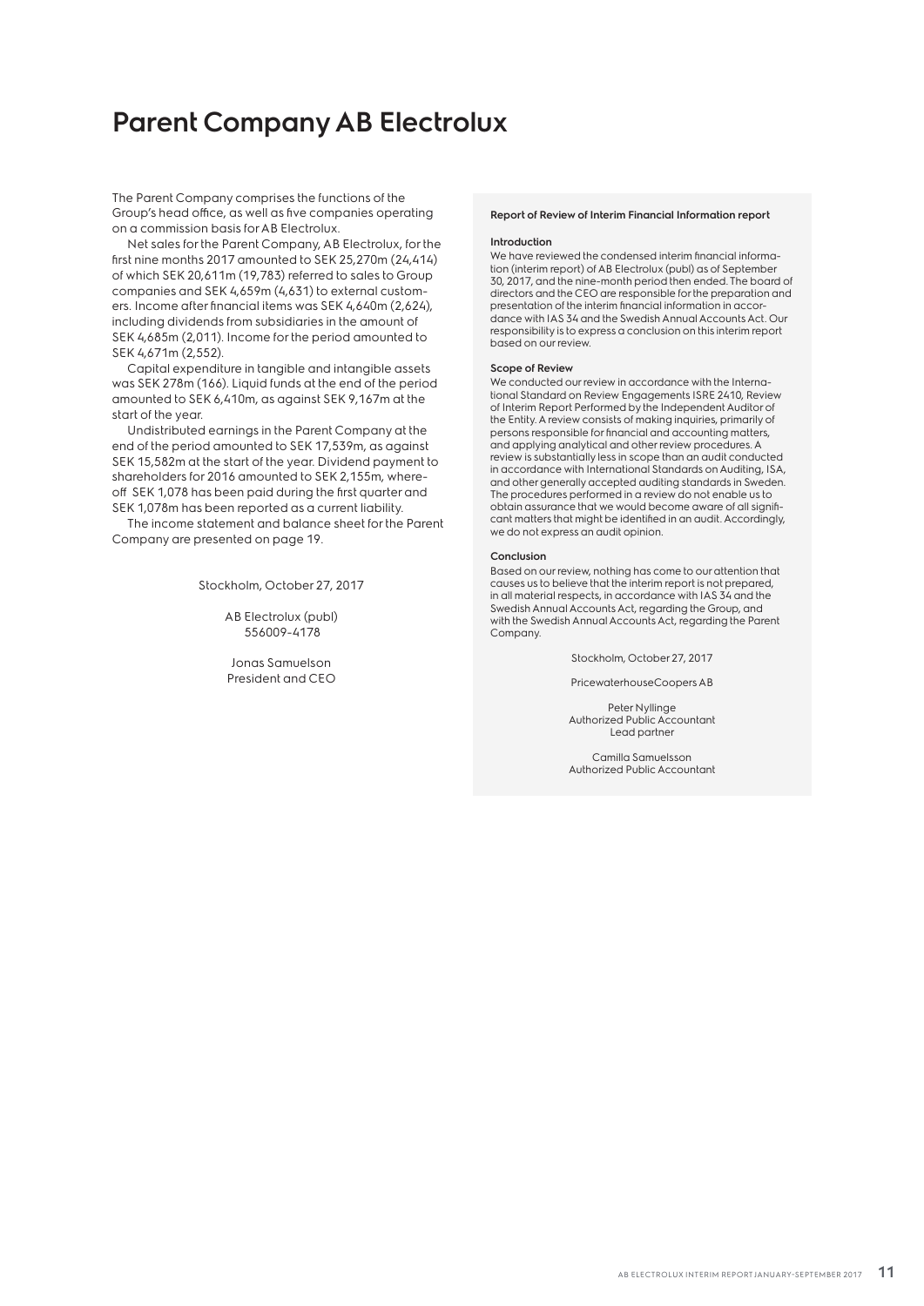# Parent Company AB Electrolux

The Parent Company comprises the functions of the Group's head office, as well as five companies operating on a commission basis for AB Electrolux.

Net sales for the Parent Company, AB Electrolux, for the first nine months 2017 amounted to SEK 25,270m (24,414) of which SEK 20,611m (19,783) referred to sales to Group companies and SEK 4,659m (4,631) to external customers. Income after financial items was SEK 4,640m (2,624), including dividends from subsidiaries in the amount of SEK 4,685m (2,011). Income for the period amounted to SEK 4,671m (2,552).

Capital expenditure in tangible and intangible assets was SEK 278m (166). Liquid funds at the end of the period amounted to SEK 6,410m, as against SEK 9,167m at the start of the year.

Undistributed earnings in the Parent Company at the end of the period amounted to SEK 17,539m, as against SEK 15,582m at the start of the year. Dividend payment to shareholders for 2016 amounted to SEK 2,155m, whereoff SEK 1,078 has been paid during the first quarter and SEK 1,078m has been reported as a current liability.

The income statement and balance sheet for the Parent Company are presented on page 19.

Stockholm, October 27, 2017

AB Electrolux (publ)
556009-4178

Jonas Samuelson
President and CEO

**Report of Review of Interim Financial Information report**

**Introduction**

We have reviewed the condensed interim financial information (interim report) of AB Electrolux (publ) as of September 30, 2017, and the nine-month period then ended. The board of directors and the CEO are responsible for the preparation and presentation of the interim financial information in accordance with IAS 34 and the Swedish Annual Accounts Act. Our responsibility is to express a conclusion on this interim report based on our review.

**Scope of Review**

We conducted our review in accordance with the International Standard on Review Engagements ISRE 2410, Review of Interim Report Performed by the Independent Auditor of the Entity. A review consists of making inquiries, primarily of persons responsible for financial and accounting matters, and applying analytical and other review procedures. A review is substantially less in scope than an audit conducted in accordance with International Standards on Auditing, ISA, and other generally accepted auditing standards in Sweden. The procedures performed in a review do not enable us to obtain assurance that we would become aware of all significant matters that might be identified in an audit. Accordingly, we do not express an audit opinion.

**Conclusion**

Based on our review, nothing has come to our attention that causes us to believe that the interim report is not prepared, in all material respects, in accordance with IAS 34 and the Swedish Annual Accounts Act, regarding the Group, and with the Swedish Annual Accounts Act, regarding the Parent Company.

Stockholm, October 27, 2017

PricewaterhouseCoopers AB

Peter Nyllinge
Authorized Public Accountant
Lead partner

Camilla Samuelsson
Authorized Public Accountant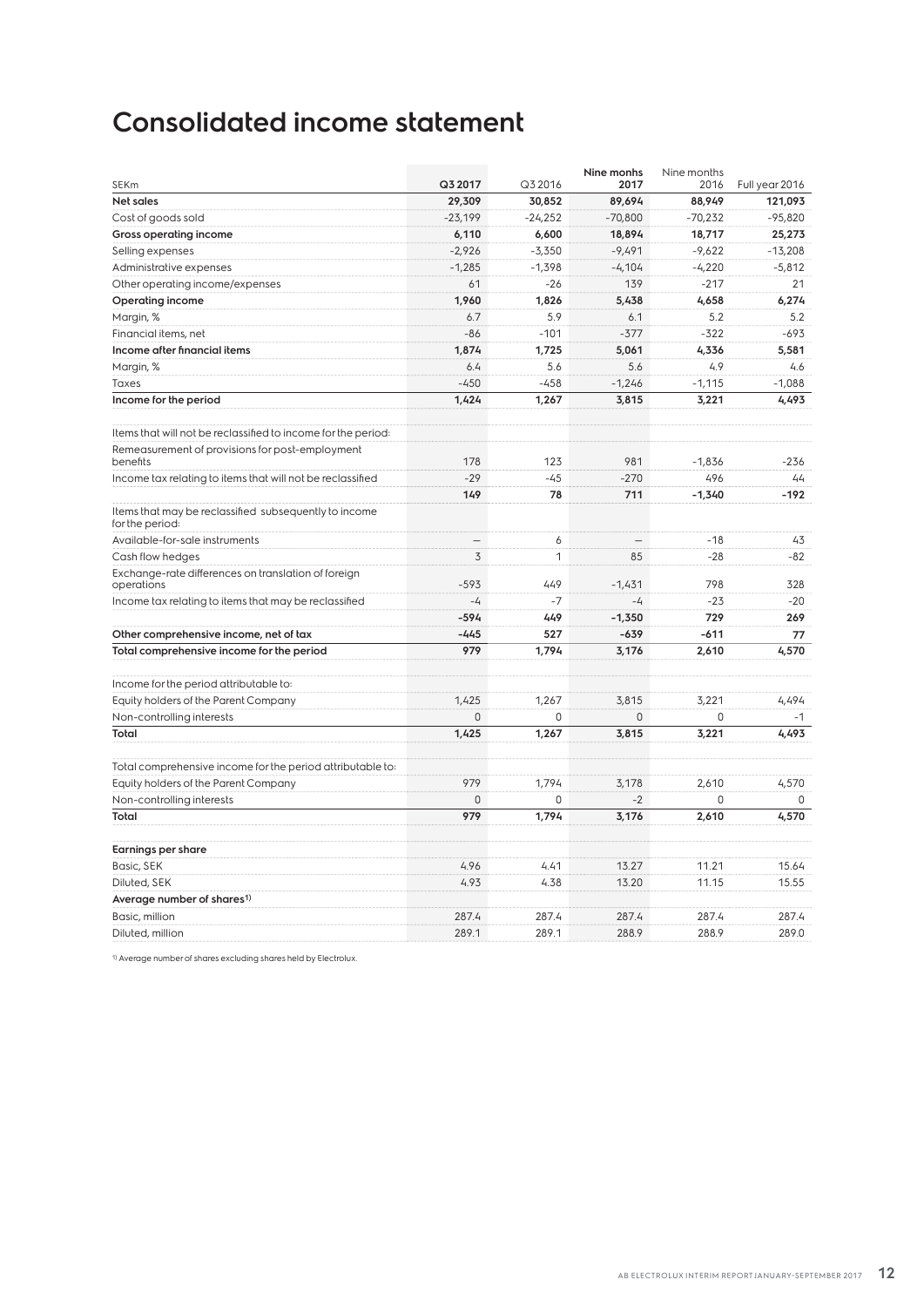# Consolidated income statement

| SEKm | Q3 2017 | Q3 2016 | Nine monhs 2017 | Nine months 2016 | Full year 2016 |
|---|---|---|---|---|---|
| **Net sales** | **29,309** | **30,852** | **89,694** | **88,949** | **121,093** |
| Cost of goods sold | -23,199 | -24,252 | -70,800 | -70,232 | -95,820 |
| **Gross operating income** | **6,110** | **6,600** | **18,894** | **18,717** | **25,273** |
| Selling expenses | -2,926 | -3,350 | -9,491 | -9,622 | -13,208 |
| Administrative expenses | -1,285 | -1,398 | -4,104 | -4,220 | -5,812 |
| Other operating income/expenses | 61 | -26 | 139 | -217 | 21 |
| **Operating income** | **1,960** | **1,826** | **5,438** | **4,658** | **6,274** |
| Margin, % | 6.7 | 5.9 | 6.1 | 5.2 | 5.2 |
| Financial items, net | -86 | -101 | -377 | -322 | -693 |
| **Income after financial items** | **1,874** | **1,725** | **5,061** | **4,336** | **5,581** |
| Margin, % | 6.4 | 5.6 | 5.6 | 4.9 | 4.6 |
| Taxes | -450 | -458 | -1,246 | -1,115 | -1,088 |
| **Income for the period** | **1,424** | **1,267** | **3,815** | **3,221** | **4,493** |
| | | | | | |
| Items that will not be reclassified to income for the period: | | | | | |
| Remeasurement of provisions for post-employment benefits | 178 | 123 | 981 | -1,836 | -236 |
| Income tax relating to items that will not be reclassified | -29 | -45 | -270 | 496 | 44 |
| | **149** | **78** | **711** | **-1,340** | **-192** |
| Items that may be reclassified subsequently to income for the period: | | | | | |
| Available-for-sale instruments | – | 6 | – | -18 | 43 |
| Cash flow hedges | 3 | 1 | 85 | -28 | -82 |
| Exchange-rate differences on translation of foreign operations | -593 | 449 | -1,431 | 798 | 328 |
| Income tax relating to items that may be reclassified | -4 | -7 | -4 | -23 | -20 |
| | **-594** | **449** | **-1,350** | **729** | **269** |
| **Other comprehensive income, net of tax** | **-445** | **527** | **-639** | **-611** | **77** |
| **Total comprehensive income for the period** | **979** | **1,794** | **3,176** | **2,610** | **4,570** |
| | | | | | |
| Income for the period attributable to: | | | | | |
| Equity holders of the Parent Company | 1,425 | 1,267 | 3,815 | 3,221 | 4,494 |
| Non-controlling interests | 0 | 0 | 0 | 0 | -1 |
| **Total** | **1,425** | **1,267** | **3,815** | **3,221** | **4,493** |
| | | | | | |
| Total comprehensive income for the period attributable to: | | | | | |
| Equity holders of the Parent Company | 979 | 1,794 | 3,178 | 2,610 | 4,570 |
| Non-controlling interests | 0 | 0 | -2 | 0 | 0 |
| **Total** | **979** | **1,794** | **3,176** | **2,610** | **4,570** |
| | | | | | |
| **Earnings per share** | | | | | |
| Basic, SEK | 4.96 | 4.41 | 13.27 | 11.21 | 15.64 |
| Diluted, SEK | 4.93 | 4.38 | 13.20 | 11.15 | 15.55 |
| **Average number of shares[1)]** | | | | | |
| Basic, million | 287.4 | 287.4 | 287.4 | 287.4 | 287.4 |
| Diluted, million | 289.1 | 289.1 | 288.9 | 288.9 | 289.0 |

1) Average number of shares excluding shares held by Electrolux.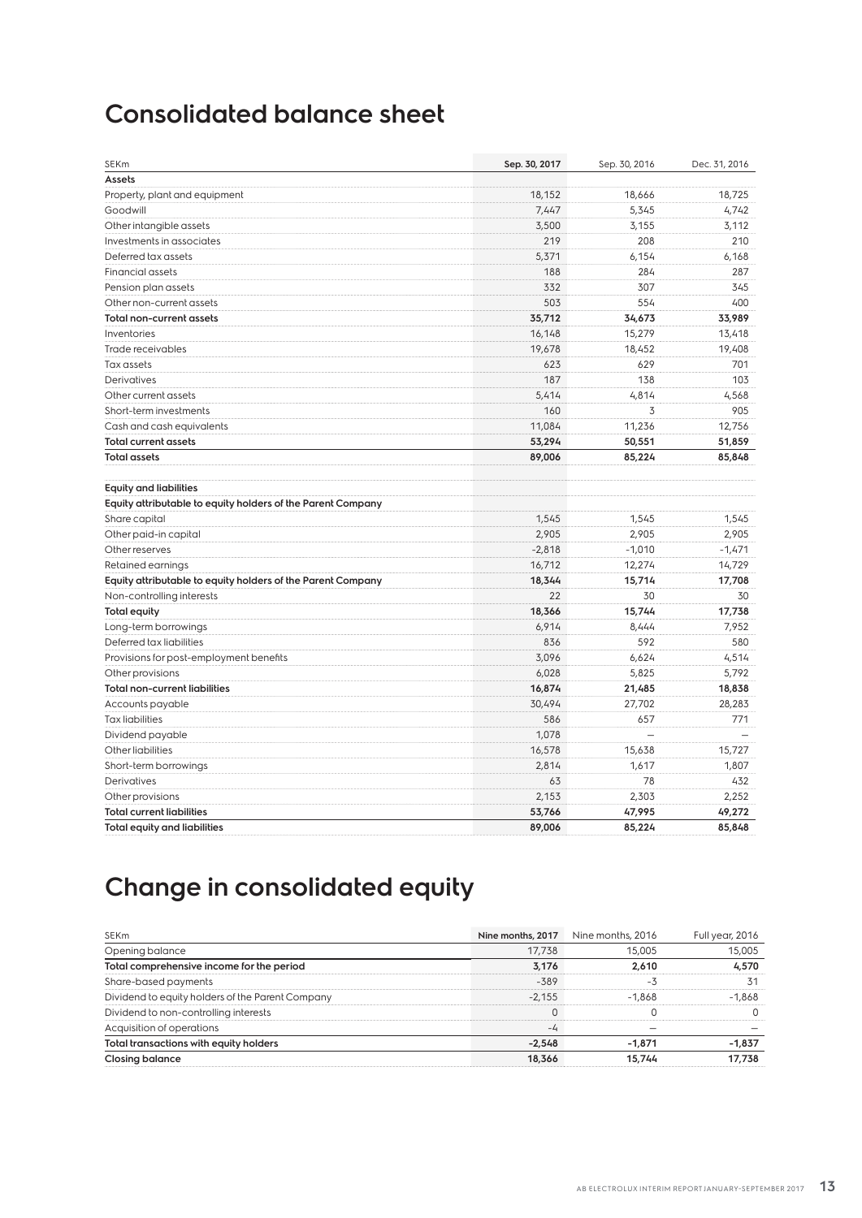# Consolidated balance sheet

| SEKm | Sep. 30, 2017 | Sep. 30, 2016 | Dec. 31, 2016 |
|---|---|---|---|
| **Assets** | | | |
| Property, plant and equipment | 18,152 | 18,666 | 18,725 |
| Goodwill | 7,447 | 5,345 | 4,742 |
| Other intangible assets | 3,500 | 3,155 | 3,112 |
| Investments in associates | 219 | 208 | 210 |
| Deferred tax assets | 5,371 | 6,154 | 6,168 |
| Financial assets | 188 | 284 | 287 |
| Pension plan assets | 332 | 307 | 345 |
| Other non-current assets | 503 | 554 | 400 |
| **Total non-current assets** | **35,712** | **34,673** | **33,989** |
| Inventories | 16,148 | 15,279 | 13,418 |
| Trade receivables | 19,678 | 18,452 | 19,408 |
| Tax assets | 623 | 629 | 701 |
| Derivatives | 187 | 138 | 103 |
| Other current assets | 5,414 | 4,814 | 4,568 |
| Short-term investments | 160 | 3 | 905 |
| Cash and cash equivalents | 11,084 | 11,236 | 12,756 |
| **Total current assets** | **53,294** | **50,551** | **51,859** |
| **Total assets** | **89,006** | **85,224** | **85,848** |
| | | | |
| **Equity and liabilities** | | | |
| **Equity attributable to equity holders of the Parent Company** | | | |
| Share capital | 1,545 | 1,545 | 1,545 |
| Other paid-in capital | 2,905 | 2,905 | 2,905 |
| Other reserves | -2,818 | -1,010 | -1,471 |
| Retained earnings | 16,712 | 12,274 | 14,729 |
| **Equity attributable to equity holders of the Parent Company** | **18,344** | **15,714** | **17,708** |
| Non-controlling interests | 22 | 30 | 30 |
| **Total equity** | **18,366** | **15,744** | **17,738** |
| Long-term borrowings | 6,914 | 8,444 | 7,952 |
| Deferred tax liabilities | 836 | 592 | 580 |
| Provisions for post-employment benefits | 3,096 | 6,624 | 4,514 |
| Other provisions | 6,028 | 5,825 | 5,792 |
| **Total non-current liabilities** | **16,874** | **21,485** | **18,838** |
| Accounts payable | 30,494 | 27,702 | 28,283 |
| Tax liabilities | 586 | 657 | 771 |
| Dividend payable | 1,078 | – | – |
| Other liabilities | 16,578 | 15,638 | 15,727 |
| Short-term borrowings | 2,814 | 1,617 | 1,807 |
| Derivatives | 63 | 78 | 432 |
| Other provisions | 2,153 | 2,303 | 2,252 |
| **Total current liabilities** | **53,766** | **47,995** | **49,272** |
| **Total equity and liabilities** | **89,006** | **85,224** | **85,848** |

# Change in consolidated equity

| SEKm | Nine months, 2017 | Nine months, 2016 | Full year, 2016 |
|---|---|---|---|
| Opening balance | 17,738 | 15,005 | 15,005 |
| **Total comprehensive income for the period** | **3,176** | **2,610** | **4,570** |
| Share-based payments | -389 | -3 | 31 |
| Dividend to equity holders of the Parent Company | -2,155 | -1,868 | -1,868 |
| Dividend to non-controlling interests | 0 | 0 | 0 |
| Acquisition of operations | -4 | – | – |
| **Total transactions with equity holders** | **-2,548** | **-1,871** | **-1,837** |
| **Closing balance** | **18,366** | **15,744** | **17,738** |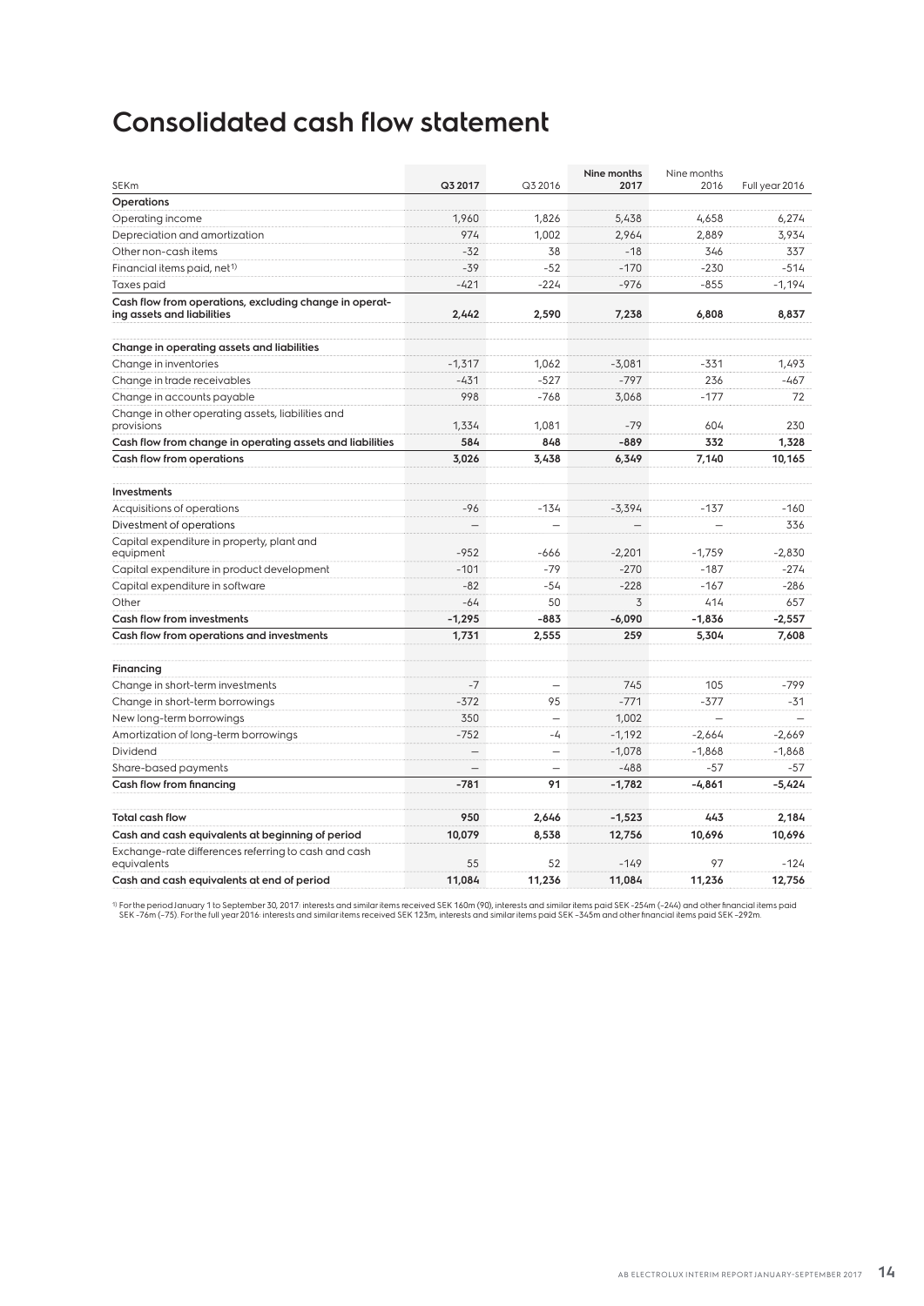# Consolidated cash flow statement

| SEKm | Q3 2017 | Q3 2016 | Nine months 2017 | Nine months 2016 | Full year 2016 |
|---|---|---|---|---|---|
| **Operations** | | | | | |
| Operating income | 1,960 | 1,826 | 5,438 | 4,658 | 6,274 |
| Depreciation and amortization | 974 | 1,002 | 2,964 | 2,889 | 3,934 |
| Other non-cash items | -32 | 38 | -18 | 346 | 337 |
| Financial items paid, net[1] | -39 | -52 | -170 | -230 | -514 |
| Taxes paid | -421 | -224 | -976 | -855 | -1,194 |
| **Cash flow from operations, excluding change in operating assets and liabilities** | **2,442** | **2,590** | **7,238** | **6,808** | **8,837** |
| **Change in operating assets and liabilities** | | | | | |
| Change in inventories | -1,317 | 1,062 | -3,081 | -331 | 1,493 |
| Change in trade receivables | -431 | -527 | -797 | 236 | -467 |
| Change in accounts payable | 998 | -768 | 3,068 | -177 | 72 |
| Change in other operating assets, liabilities and provisions | 1,334 | 1,081 | -79 | 604 | 230 |
| **Cash flow from change in operating assets and liabilities** | **584** | **848** | **-889** | **332** | **1,328** |
| **Cash flow from operations** | **3,026** | **3,438** | **6,349** | **7,140** | **10,165** |
| **Investments** | | | | | |
| Acquisitions of operations | -96 | -134 | -3,394 | -137 | -160 |
| Divestment of operations | – | – | – | – | 336 |
| Capital expenditure in property, plant and equipment | -952 | -666 | -2,201 | -1,759 | -2,830 |
| Capital expenditure in product development | -101 | -79 | -270 | -187 | -274 |
| Capital expenditure in software | -82 | -54 | -228 | -167 | -286 |
| Other | -64 | 50 | 3 | 414 | 657 |
| **Cash flow from investments** | **-1,295** | **-883** | **-6,090** | **-1,836** | **-2,557** |
| **Cash flow from operations and investments** | **1,731** | **2,555** | **259** | **5,304** | **7,608** |
| **Financing** | | | | | |
| Change in short-term investments | -7 | – | 745 | 105 | -799 |
| Change in short-term borrowings | -372 | 95 | -771 | -377 | -31 |
| New long-term borrowings | 350 | – | 1,002 | – | – |
| Amortization of long-term borrowings | -752 | -4 | -1,192 | -2,664 | -2,669 |
| Dividend | – | – | -1,078 | -1,868 | -1,868 |
| Share-based payments | – | – | -488 | -57 | -57 |
| **Cash flow from financing** | **-781** | **91** | **-1,782** | **-4,861** | **-5,424** |
| **Total cash flow** | **950** | **2,646** | **-1,523** | **443** | **2,184** |
| **Cash and cash equivalents at beginning of period** | **10,079** | **8,538** | **12,756** | **10,696** | **10,696** |
| Exchange-rate differences referring to cash and cash equivalents | 55 | 52 | -149 | 97 | -124 |
| **Cash and cash equivalents at end of period** | **11,084** | **11,236** | **11,084** | **11,236** | **12,756** |

[1] For the period January 1 to September 30, 2017: interests and similar items received SEK 160m (90), interests and similar items paid SEK -254m (-244) and other financial items paid SEK -76m (-75). For the full year 2016: interests and similar items received SEK 123m, interests and similar items paid SEK -345m and other financial items paid SEK -292m.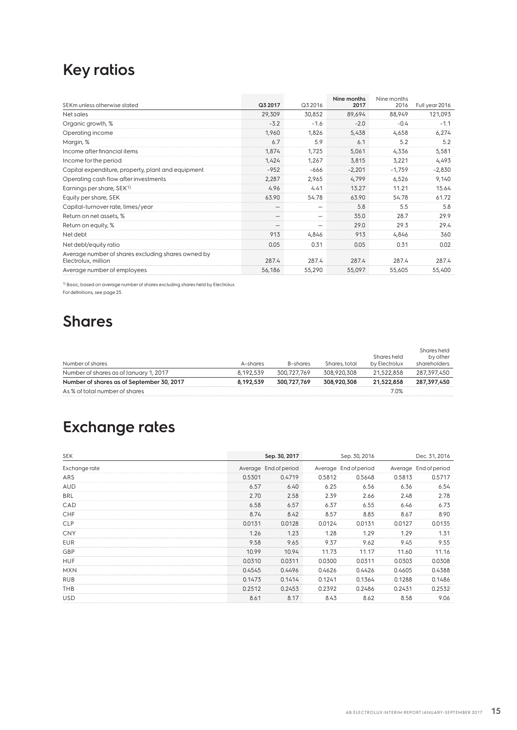# Key ratios

| SEKm unless otherwise stated | Q3 2017 | Q3 2016 | Nine months 2017 | Nine months 2016 | Full year 2016 |
|---|---|---|---|---|---|
| Net sales | 29,309 | 30,852 | 89,694 | 88,949 | 121,093 |
| Organic growth, % | -3.2 | -1.6 | -2.0 | -0.4 | -1.1 |
| Operating income | 1,960 | 1,826 | 5,438 | 4,658 | 6,274 |
| Margin, % | 6.7 | 5.9 | 6.1 | 5.2 | 5.2 |
| Income after financial items | 1,874 | 1,725 | 5,061 | 4,336 | 5,581 |
| Income for the period | 1,424 | 1,267 | 3,815 | 3,221 | 4,493 |
| Capital expenditure, property, plant and equipment | -952 | -666 | -2,201 | -1,759 | -2,830 |
| Operating cash flow after investments | 2,287 | 2,965 | 4,799 | 6,526 | 9,140 |
| Earnings per share, SEK[1] | 4.96 | 4.41 | 13.27 | 11.21 | 15.64 |
| Equity per share, SEK | 63.90 | 54.78 | 63.90 | 54.78 | 61.72 |
| Capital-turnover rate, times/year | – | – | 5.8 | 5.5 | 5.8 |
| Return on net assets, % | – | – | 35.0 | 28.7 | 29.9 |
| Return on equity, % | – | – | 29.0 | 29.3 | 29.4 |
| Net debt | 913 | 4,846 | 913 | 4,846 | 360 |
| Net debt/equity ratio | 0.05 | 0.31 | 0.05 | 0.31 | 0.02 |
| Average number of shares excluding shares owned by Electrolux, million | 287.4 | 287.4 | 287.4 | 287.4 | 287.4 |
| Average number of employees | 56,186 | 55,290 | 55,097 | 55,605 | 55,400 |

[1] Basic, based on average number of shares excluding shares held by Electrolux.

For definitions, see page 25.

# Shares

| Number of shares | A-shares | B-shares | Shares, total | Shares held by Electrolux | Shares held by other shareholders |
|---|---|---|---|---|---|
| Number of shares as of January 1, 2017 | 8,192,539 | 300,727,769 | 308,920,308 | 21,522,858 | 287,397,450 |
| **Number of shares as of September 30, 2017** | **8,192,539** | **300,727,769** | **308,920,308** | **21,522,858** | **287,397,450** |
| As % of total number of shares | | | | 7.0% | |

# Exchange rates

| SEK | Sep. 30, 2017 | | Sep. 30, 2016 | | Dec. 31, 2016 | |
|---|---|---|---|---|---|---|
| Exchange rate | Average | End of period | Average | End of period | Average | End of period |
| ARS | 0.5301 | 0.4719 | 0.5812 | 0.5648 | 0.5813 | 0.5717 |
| AUD | 6.57 | 6.40 | 6.25 | 6.56 | 6.36 | 6.54 |
| BRL | 2.70 | 2.58 | 2.39 | 2.66 | 2.48 | 2.78 |
| CAD | 6.58 | 6.57 | 6.37 | 6.55 | 6.46 | 6.73 |
| CHF | 8.74 | 8.42 | 8.57 | 8.85 | 8.67 | 8.90 |
| CLP | 0.0131 | 0.0128 | 0.0124 | 0.0131 | 0.0127 | 0.0135 |
| CNY | 1.26 | 1.23 | 1.28 | 1.29 | 1.29 | 1.31 |
| EUR | 9.58 | 9.65 | 9.37 | 9.62 | 9.45 | 9.55 |
| GBP | 10.99 | 10.94 | 11.73 | 11.17 | 11.60 | 11.16 |
| HUF | 0.0310 | 0.0311 | 0.0300 | 0.0311 | 0.0303 | 0.0308 |
| MXN | 0.4545 | 0.4496 | 0.4626 | 0.4426 | 0.4605 | 0.4388 |
| RUB | 0.1473 | 0.1414 | 0.1241 | 0.1364 | 0.1288 | 0.1486 |
| THB | 0.2512 | 0.2453 | 0.2392 | 0.2486 | 0.2431 | 0.2532 |
| USD | 8.61 | 8.17 | 8.43 | 8.62 | 8.58 | 9.06 |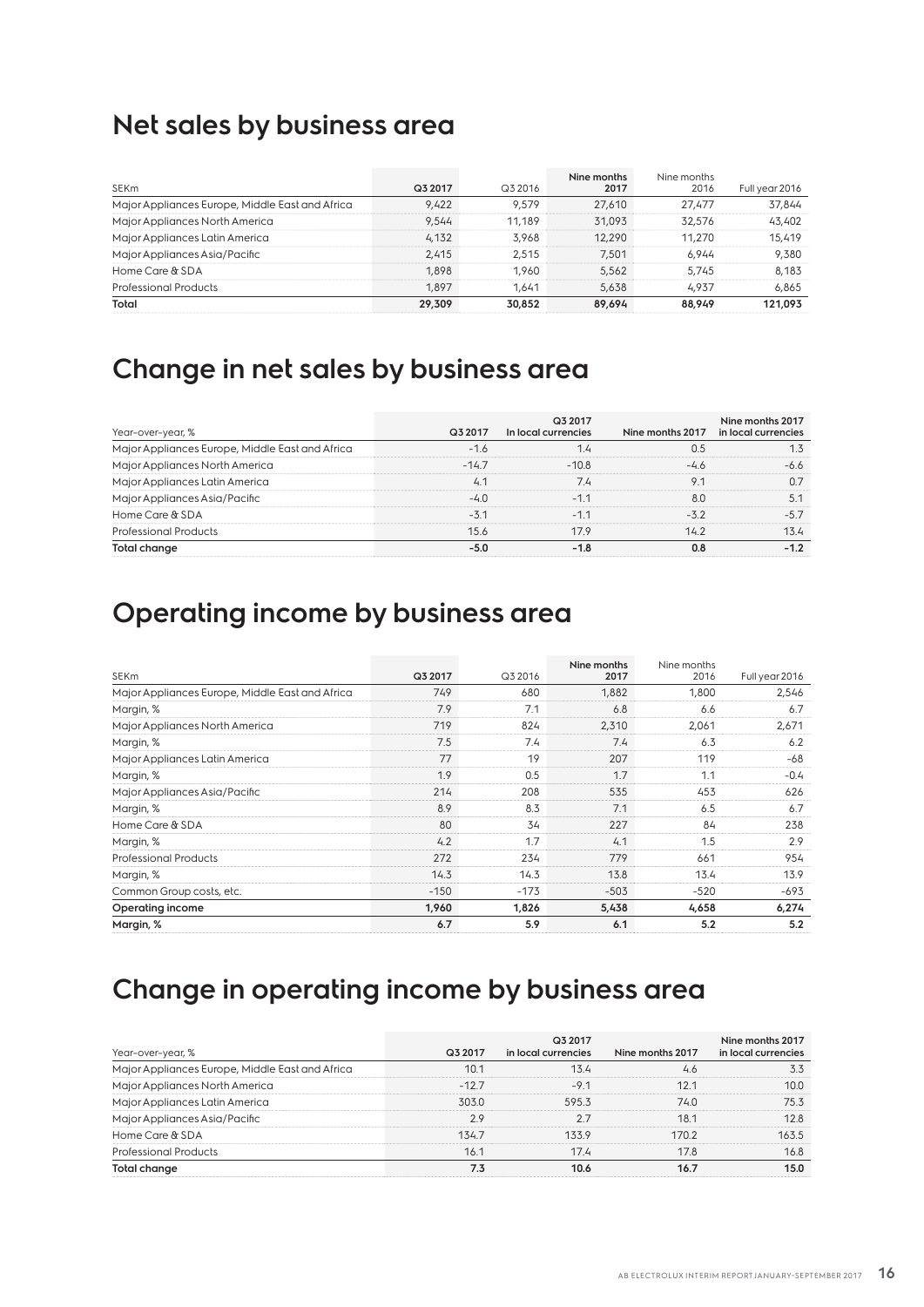## Net sales by business area

| SEKm | Q3 2017 | Q3 2016 | Nine months 2017 | Nine months 2016 | Full year 2016 |
|---|---|---|---|---|---|
| Major Appliances Europe, Middle East and Africa | 9,422 | 9,579 | 27,610 | 27,477 | 37,844 |
| Major Appliances North America | 9,544 | 11,189 | 31,093 | 32,576 | 43,402 |
| Major Appliances Latin America | 4,132 | 3,968 | 12,290 | 11,270 | 15,419 |
| Major Appliances Asia/Pacific | 2,415 | 2,515 | 7,501 | 6,944 | 9,380 |
| Home Care & SDA | 1,898 | 1,960 | 5,562 | 5,745 | 8,183 |
| Professional Products | 1,897 | 1,641 | 5,638 | 4,937 | 6,865 |
| **Total** | **29,309** | **30,852** | **89,694** | **88,949** | **121,093** |

## Change in net sales by business area

| Year-over-year, % | Q3 2017 | Q3 2017 In local currencies | Nine months 2017 | Nine months 2017 in local currencies |
|---|---|---|---|---|
| Major Appliances Europe, Middle East and Africa | -1.6 | 1.4 | 0.5 | 1.3 |
| Major Appliances North America | -14.7 | -10.8 | -4.6 | -6.6 |
| Major Appliances Latin America | 4.1 | 7.4 | 9.1 | 0.7 |
| Major Appliances Asia/Pacific | -4.0 | -1.1 | 8.0 | 5.1 |
| Home Care & SDA | -3.1 | -1.1 | -3.2 | -5.7 |
| Professional Products | 15.6 | 17.9 | 14.2 | 13.4 |
| **Total change** | **-5.0** | **-1.8** | **0.8** | **-1.2** |

## Operating income by business area

| SEKm | Q3 2017 | Q3 2016 | Nine months 2017 | Nine months 2016 | Full year 2016 |
|---|---|---|---|---|---|
| Major Appliances Europe, Middle East and Africa | 749 | 680 | 1,882 | 1,800 | 2,546 |
| Margin, % | 7.9 | 7.1 | 6.8 | 6.6 | 6.7 |
| Major Appliances North America | 719 | 824 | 2,310 | 2,061 | 2,671 |
| Margin, % | 7.5 | 7.4 | 7.4 | 6.3 | 6.2 |
| Major Appliances Latin America | 77 | 19 | 207 | 119 | -68 |
| Margin, % | 1.9 | 0.5 | 1.7 | 1.1 | -0.4 |
| Major Appliances Asia/Pacific | 214 | 208 | 535 | 453 | 626 |
| Margin, % | 8.9 | 8.3 | 7.1 | 6.5 | 6.7 |
| Home Care & SDA | 80 | 34 | 227 | 84 | 238 |
| Margin, % | 4.2 | 1.7 | 4.1 | 1.5 | 2.9 |
| Professional Products | 272 | 234 | 779 | 661 | 954 |
| Margin, % | 14.3 | 14.3 | 13.8 | 13.4 | 13.9 |
| Common Group costs, etc. | -150 | -173 | -503 | -520 | -693 |
| **Operating income** | **1,960** | **1,826** | **5,438** | **4,658** | **6,274** |
| **Margin, %** | **6.7** | **5.9** | **6.1** | **5.2** | **5.2** |

## Change in operating income by business area

| Year-over-year, % | Q3 2017 | Q3 2017 in local currencies | Nine months 2017 | Nine months 2017 in local currencies |
|---|---|---|---|---|
| Major Appliances Europe, Middle East and Africa | 10.1 | 13.4 | 4.6 | 3.3 |
| Major Appliances North America | -12.7 | -9.1 | 12.1 | 10.0 |
| Major Appliances Latin America | 303.0 | 595.3 | 74.0 | 75.3 |
| Major Appliances Asia/Pacific | 2.9 | 2.7 | 18.1 | 12.8 |
| Home Care & SDA | 134.7 | 133.9 | 170.2 | 163.5 |
| Professional Products | 16.1 | 17.4 | 17.8 | 16.8 |
| **Total change** | **7.3** | **10.6** | **16.7** | **15.0** |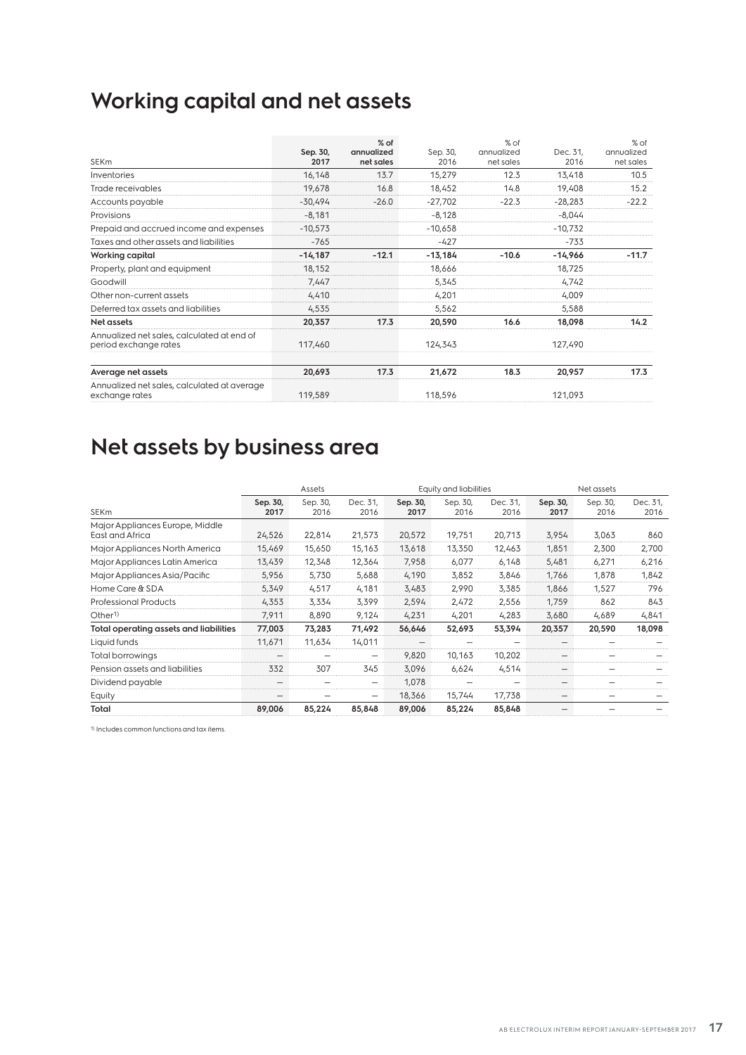# Working capital and net assets

| SEKm | Sep. 30, 2017 | % of annualized net sales | Sep. 30, 2016 | % of annualized net sales | Dec. 31, 2016 | % of annualized net sales |
|---|---|---|---|---|---|---|
| Inventories | 16,148 | 13.7 | 15,279 | 12.3 | 13,418 | 10.5 |
| Trade receivables | 19,678 | 16.8 | 18,452 | 14.8 | 19,408 | 15.2 |
| Accounts payable | -30,494 | -26.0 | -27,702 | -22.3 | -28,283 | -22.2 |
| Provisions | -8,181 | | -8,128 | | -8,044 | |
| Prepaid and accrued income and expenses | -10,573 | | -10,658 | | -10,732 | |
| Taxes and other assets and liabilities | -765 | | -427 | | -733 | |
| **Working capital** | **-14,187** | **-12.1** | **-13,184** | **-10.6** | **-14,966** | **-11.7** |
| Property, plant and equipment | 18,152 | | 18,666 | | 18,725 | |
| Goodwill | 7,447 | | 5,345 | | 4,742 | |
| Other non-current assets | 4,410 | | 4,201 | | 4,009 | |
| Deferred tax assets and liabilities | 4,535 | | 5,562 | | 5,588 | |
| **Net assets** | **20,357** | **17.3** | **20,590** | **16.6** | **18,098** | **14.2** |
| Annualized net sales, calculated at end of period exchange rates | 117,460 | | 124,343 | | 127,490 | |
| **Average net assets** | **20,693** | **17.3** | **21,672** | **18.3** | **20,957** | **17.3** |
| Annualized net sales, calculated at average exchange rates | 119,589 | | 118,596 | | 121,093 | |

# Net assets by business area

| | Assets | | | Equity and liabilities | | | Net assets | | |
|---|---|---|---|---|---|---|---|---|---|
| SEKm | Sep. 30, 2017 | Sep. 30, 2016 | Dec. 31, 2016 | Sep. 30, 2017 | Sep. 30, 2016 | Dec. 31, 2016 | Sep. 30, 2017 | Sep. 30, 2016 | Dec. 31, 2016 |
| Major Appliances Europe, Middle East and Africa | 24,526 | 22,814 | 21,573 | 20,572 | 19,751 | 20,713 | 3,954 | 3,063 | 860 |
| Major Appliances North America | 15,469 | 15,650 | 15,163 | 13,618 | 13,350 | 12,463 | 1,851 | 2,300 | 2,700 |
| Major Appliances Latin America | 13,439 | 12,348 | 12,364 | 7,958 | 6,077 | 6,148 | 5,481 | 6,271 | 6,216 |
| Major Appliances Asia/Pacific | 5,956 | 5,730 | 5,688 | 4,190 | 3,852 | 3,846 | 1,766 | 1,878 | 1,842 |
| Home Care & SDA | 5,349 | 4,517 | 4,181 | 3,483 | 2,990 | 3,385 | 1,866 | 1,527 | 796 |
| Professional Products | 4,353 | 3,334 | 3,399 | 2,594 | 2,472 | 2,556 | 1,759 | 862 | 843 |
| Other[1] | 7,911 | 8,890 | 9,124 | 4,231 | 4,201 | 4,283 | 3,680 | 4,689 | 4,841 |
| **Total operating assets and liabilities** | **77,003** | **73,283** | **71,492** | **56,646** | **52,693** | **53,394** | **20,357** | **20,590** | **18,098** |
| Liquid funds | 11,671 | 11,634 | 14,011 | – | – | – | – | – | – |
| Total borrowings | – | – | – | 9,820 | 10,163 | 10,202 | – | – | – |
| Pension assets and liabilities | 332 | 307 | 345 | 3,096 | 6,624 | 4,514 | – | – | – |
| Dividend payable | – | – | – | 1,078 | – | – | – | – | – |
| Equity | – | – | – | 18,366 | 15,744 | 17,738 | – | – | – |
| **Total** | **89,006** | **85,224** | **85,848** | **89,006** | **85,224** | **85,848** | – | – | – |

[1] Includes common functions and tax items.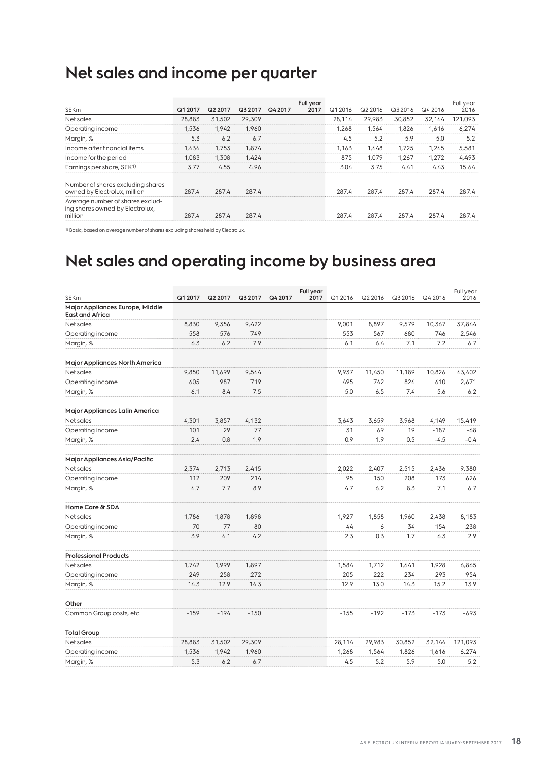# Net sales and income per quarter

| SEKm | Q1 2017 | Q2 2017 | Q3 2017 | Q4 2017 | Full year 2017 | Q1 2016 | Q2 2016 | Q3 2016 | Q4 2016 | Full year 2016 |
|---|---|---|---|---|---|---|---|---|---|---|
| Net sales | 28,883 | 31,502 | 29,309 | | | 28,114 | 29,983 | 30,852 | 32,144 | 121,093 |
| Operating income | 1,536 | 1,942 | 1,960 | | | 1,268 | 1,564 | 1,826 | 1,616 | 6,274 |
| Margin, % | 5.3 | 6.2 | 6.7 | | | 4.5 | 5.2 | 5.9 | 5.0 | 5.2 |
| Income after financial items | 1,434 | 1,753 | 1,874 | | | 1,163 | 1,448 | 1,725 | 1,245 | 5,581 |
| Income for the period | 1,083 | 1,308 | 1,424 | | | 875 | 1,079 | 1,267 | 1,272 | 4,493 |
| Earnings per share, SEK[1] | 3.77 | 4.55 | 4.96 | | | 3.04 | 3.75 | 4.41 | 4.43 | 15.64 |
| Number of shares excluding shares owned by Electrolux, million | 287.4 | 287.4 | 287.4 | | | 287.4 | 287.4 | 287.4 | 287.4 | 287.4 |
| Average number of shares excluding shares owned by Electrolux, million | 287.4 | 287.4 | 287.4 | | | 287.4 | 287.4 | 287.4 | 287.4 | 287.4 |

[1] Basic, based on average number of shares excluding shares held by Electrolux.

# Net sales and operating income by business area

| SEKm | Q1 2017 | Q2 2017 | Q3 2017 | Q4 2017 | Full year 2017 | Q1 2016 | Q2 2016 | Q3 2016 | Q4 2016 | Full year 2016 |
|---|---|---|---|---|---|---|---|---|---|---|
| **Major Appliances Europe, Middle East and Africa** | | | | | | | | | | |
| Net sales | 8,830 | 9,356 | 9,422 | | | 9,001 | 8,897 | 9,579 | 10,367 | 37,844 |
| Operating income | 558 | 576 | 749 | | | 553 | 567 | 680 | 746 | 2,546 |
| Margin, % | 6.3 | 6.2 | 7.9 | | | 6.1 | 6.4 | 7.1 | 7.2 | 6.7 |
| **Major Appliances North America** | | | | | | | | | | |
| Net sales | 9,850 | 11,699 | 9,544 | | | 9,937 | 11,450 | 11,189 | 10,826 | 43,402 |
| Operating income | 605 | 987 | 719 | | | 495 | 742 | 824 | 610 | 2,671 |
| Margin, % | 6.1 | 8.4 | 7.5 | | | 5.0 | 6.5 | 7.4 | 5.6 | 6.2 |
| **Major Appliances Latin America** | | | | | | | | | | |
| Net sales | 4,301 | 3,857 | 4,132 | | | 3,643 | 3,659 | 3,968 | 4,149 | 15,419 |
| Operating income | 101 | 29 | 77 | | | 31 | 69 | 19 | -187 | -68 |
| Margin, % | 2.4 | 0.8 | 1.9 | | | 0.9 | 1.9 | 0.5 | -4.5 | -0.4 |
| **Major Appliances Asia/Pacific** | | | | | | | | | | |
| Net sales | 2,374 | 2,713 | 2,415 | | | 2,022 | 2,407 | 2,515 | 2,436 | 9,380 |
| Operating income | 112 | 209 | 214 | | | 95 | 150 | 208 | 173 | 626 |
| Margin, % | 4.7 | 7.7 | 8.9 | | | 4.7 | 6.2 | 8.3 | 7.1 | 6.7 |
| **Home Care & SDA** | | | | | | | | | | |
| Net sales | 1,786 | 1,878 | 1,898 | | | 1,927 | 1,858 | 1,960 | 2,438 | 8,183 |
| Operating income | 70 | 77 | 80 | | | 44 | 6 | 34 | 154 | 238 |
| Margin, % | 3.9 | 4.1 | 4.2 | | | 2.3 | 0.3 | 1.7 | 6.3 | 2.9 |
| **Professional Products** | | | | | | | | | | |
| Net sales | 1,742 | 1,999 | 1,897 | | | 1,584 | 1,712 | 1,641 | 1,928 | 6,865 |
| Operating income | 249 | 258 | 272 | | | 205 | 222 | 234 | 293 | 954 |
| Margin, % | 14.3 | 12.9 | 14.3 | | | 12.9 | 13.0 | 14.3 | 15.2 | 13.9 |
| **Other** | | | | | | | | | | |
| Common Group costs, etc. | -159 | -194 | -150 | | | -155 | -192 | -173 | -173 | -693 |
| **Total Group** | | | | | | | | | | |
| Net sales | 28,883 | 31,502 | 29,309 | | | 28,114 | 29,983 | 30,852 | 32,144 | 121,093 |
| Operating income | 1,536 | 1,942 | 1,960 | | | 1,268 | 1,564 | 1,826 | 1,616 | 6,274 |
| Margin, % | 5.3 | 6.2 | 6.7 | | | 4.5 | 5.2 | 5.9 | 5.0 | 5.2 |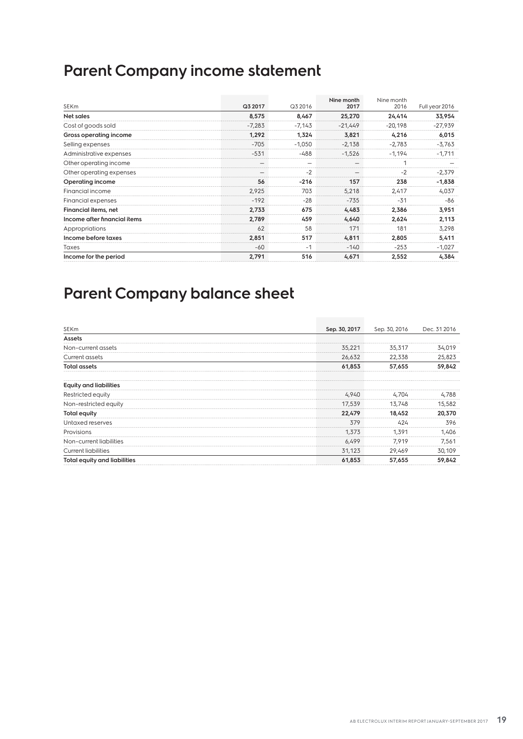# Parent Company income statement

| SEKm | Q3 2017 | Q3 2016 | Nine month 2017 | Nine month 2016 | Full year 2016 |
|---|---|---|---|---|---|
| **Net sales** | **8,575** | **8,467** | **25,270** | **24,414** | **33,954** |
| Cost of goods sold | -7,283 | -7,143 | -21,449 | -20,198 | -27,939 |
| **Gross operating income** | **1,292** | **1,324** | **3,821** | **4,216** | **6,015** |
| Selling expenses | -705 | -1,050 | -2,138 | -2,783 | -3,763 |
| Administrative expenses | -531 | -488 | -1,526 | -1,194 | -1,711 |
| Other operating income | – | – | – | 1 | – |
| Other operating expenses | – | -2 | – | -2 | -2,379 |
| **Operating income** | **56** | **-216** | **157** | **238** | **-1,838** |
| Financial income | 2,925 | 703 | 5,218 | 2,417 | 4,037 |
| Financial expenses | -192 | -28 | -735 | -31 | -86 |
| **Financial items, net** | **2,733** | **675** | **4,483** | **2,386** | **3,951** |
| **Income after financial items** | **2,789** | **459** | **4,640** | **2,624** | **2,113** |
| Appropriations | 62 | 58 | 171 | 181 | 3,298 |
| **Income before taxes** | **2,851** | **517** | **4,811** | **2,805** | **5,411** |
| Taxes | -60 | -1 | -140 | -253 | -1,027 |
| **Income for the period** | **2,791** | **516** | **4,671** | **2,552** | **4,384** |

# Parent Company balance sheet

| SEKm | Sep. 30, 2017 | Sep. 30, 2016 | Dec. 31 2016 |
|---|---|---|---|
| **Assets** | | | |
| Non-current assets | 35,221 | 35,317 | 34,019 |
| Current assets | 26,632 | 22,338 | 25,823 |
| **Total assets** | **61,853** | **57,655** | **59,842** |
| | | | |
| **Equity and liabilities** | | | |
| Restricted equity | 4,940 | 4,704 | 4,788 |
| Non-restricted equity | 17,539 | 13,748 | 15,582 |
| **Total equity** | **22,479** | **18,452** | **20,370** |
| Untaxed reserves | 379 | 424 | 396 |
| Provisions | 1,373 | 1,391 | 1,406 |
| Non-current liabilities | 6,499 | 7,919 | 7,561 |
| Current liabilities | 31,123 | 29,469 | 30,109 |
| **Total equity and liabilities** | **61,853** | **57,655** | **59,842** |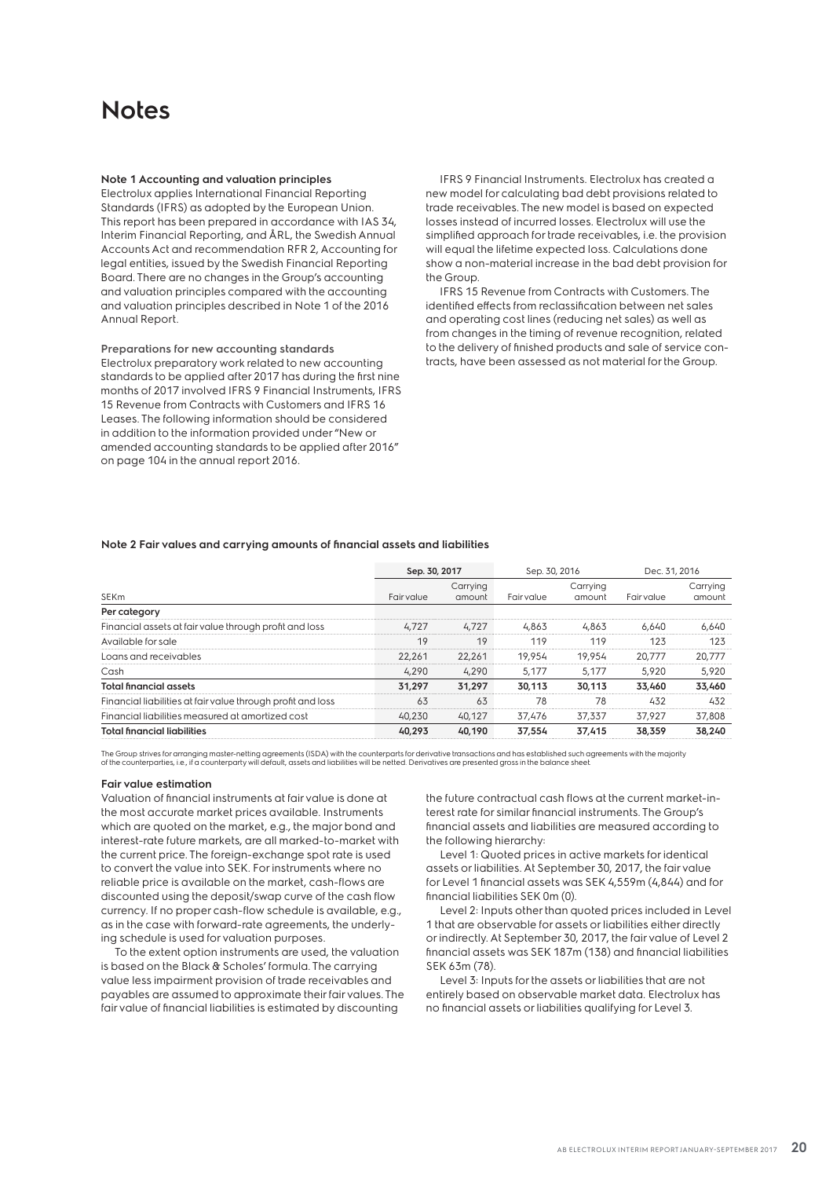# Notes

**Note 1 Accounting and valuation principles**

Electrolux applies International Financial Reporting Standards (IFRS) as adopted by the European Union. This report has been prepared in accordance with IAS 34, Interim Financial Reporting, and ÅRL, the Swedish Annual Accounts Act and recommendation RFR 2, Accounting for legal entities, issued by the Swedish Financial Reporting Board. There are no changes in the Group's accounting and valuation principles compared with the accounting and valuation principles described in Note 1 of the 2016 Annual Report.

**Preparations for new accounting standards**

Electrolux preparatory work related to new accounting standards to be applied after 2017 has during the first nine months of 2017 involved IFRS 9 Financial Instruments, IFRS 15 Revenue from Contracts with Customers and IFRS 16 Leases. The following information should be considered in addition to the information provided under "New or amended accounting standards to be applied after 2016" on page 104 in the annual report 2016.

IFRS 9 Financial Instruments. Electrolux has created a new model for calculating bad debt provisions related to trade receivables. The new model is based on expected losses instead of incurred losses. Electrolux will use the simplified approach for trade receivables, i.e. the provision will equal the lifetime expected loss. Calculations done show a non-material increase in the bad debt provision for the Group.

IFRS 15 Revenue from Contracts with Customers. The identified effects from reclassification between net sales and operating cost lines (reducing net sales) as well as from changes in the timing of revenue recognition, related to the delivery of finished products and sale of service contracts, have been assessed as not material for the Group.

**Note 2 Fair values and carrying amounts of financial assets and liabilities**

| | Sep. 30, 2017 | | Sep. 30, 2016 | | Dec. 31, 2016 | |
|---|---|---|---|---|---|---|
| SEKm | Fair value | Carrying amount | Fair value | Carrying amount | Fair value | Carrying amount |
| **Per category** | | | | | | |
| Financial assets at fair value through profit and loss | 4,727 | 4,727 | 4,863 | 4,863 | 6,640 | 6,640 |
| Available for sale | 19 | 19 | 119 | 119 | 123 | 123 |
| Loans and receivables | 22,261 | 22,261 | 19,954 | 19,954 | 20,777 | 20,777 |
| Cash | 4,290 | 4,290 | 5,177 | 5,177 | 5,920 | 5,920 |
| **Total financial assets** | **31,297** | **31,297** | **30,113** | **30,113** | **33,460** | **33,460** |
| Financial liabilities at fair value through profit and loss | 63 | 63 | 78 | 78 | 432 | 432 |
| Financial liabilities measured at amortized cost | 40,230 | 40,127 | 37,476 | 37,337 | 37,927 | 37,808 |
| **Total financial liabilities** | **40,293** | **40,190** | **37,554** | **37,415** | **38,359** | **38,240** |

The Group strives for arranging master-netting agreements (ISDA) with the counterparts for derivative transactions and has established such agreements with the majority of the counterparties, i.e., if a counterparty will default, assets and liabilities will be netted. Derivatives are presented gross in the balance sheet.

**Fair value estimation**

Valuation of financial instruments at fair value is done at the most accurate market prices available. Instruments which are quoted on the market, e.g., the major bond and interest-rate future markets, are all marked-to-market with the current price. The foreign-exchange spot rate is used to convert the value into SEK. For instruments where no reliable price is available on the market, cash-flows are discounted using the deposit/swap curve of the cash flow currency. If no proper cash-flow schedule is available, e.g., as in the case with forward-rate agreements, the underlying schedule is used for valuation purposes.

To the extent option instruments are used, the valuation is based on the Black & Scholes' formula. The carrying value less impairment provision of trade receivables and payables are assumed to approximate their fair values. The fair value of financial liabilities is estimated by discounting the future contractual cash flows at the current market-interest rate for similar financial instruments. The Group's financial assets and liabilities are measured according to the following hierarchy:

Level 1: Quoted prices in active markets for identical assets or liabilities. At September 30, 2017, the fair value for Level 1 financial assets was SEK 4,559m (4,844) and for financial liabilities SEK 0m (0).

Level 2: Inputs other than quoted prices included in Level 1 that are observable for assets or liabilities either directly or indirectly. At September 30, 2017, the fair value of Level 2 financial assets was SEK 187m (138) and financial liabilities SEK 63m (78).

Level 3: Inputs for the assets or liabilities that are not entirely based on observable market data. Electrolux has no financial assets or liabilities qualifying for Level 3.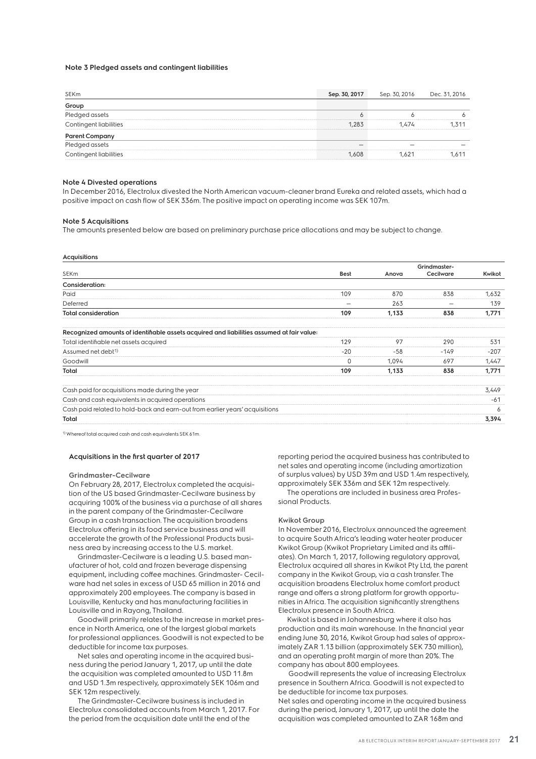### Note 3 Pledged assets and contingent liabilities

| SEKm | Sep. 30, 2017 | Sep. 30, 2016 | Dec. 31, 2016 |
|---|---|---|---|
| **Group** | | | |
| Pledged assets | 6 | 6 | 6 |
| Contingent liabilities | 1,283 | 1,474 | 1,311 |
| **Parent Company** | | | |
| Pledged assets | – | – | – |
| Contingent liabilities | 1,608 | 1,621 | 1,611 |

### Note 4 Divested operations

In December 2016, Electrolux divested the North American vacuum-cleaner brand Eureka and related assets, which had a positive impact on cash flow of SEK 336m. The positive impact on operating income was SEK 107m.

### Note 5 Acquisitions

The amounts presented below are based on preliminary purchase price allocations and may be subject to change.

**Acquisitions**

| SEKm | Best | Anova | Grindmaster-Cecilware | Kwikot |
|---|---|---|---|---|
| **Consideration:** | | | | |
| Paid | 109 | 870 | 838 | 1,632 |
| Deferred | – | 263 | – | 139 |
| **Total consideration** | **109** | **1,133** | **838** | **1,771** |
| **Recognized amounts of identifiable assets acquired and liabilities assumed at fair value:** | | | | |
| Total identifiable net assets acquired | 129 | 97 | 290 | 531 |
| Assumed net debt[1] | -20 | -58 | -149 | -207 |
| Goodwill | 0 | 1,094 | 697 | 1,447 |
| **Total** | **109** | **1,133** | **838** | **1,771** |
| Cash paid for acquisitions made during the year | | | | 3,449 |
| Cash and cash equivalents in acquired operations | | | | -61 |
| Cash paid related to hold-back and earn-out from earlier years' acquisitions | | | | 6 |
| **Total** | | | | **3,394** |

[1] Whereof total acquired cash and cash equivalents SEK 61m.

#### Acquisitions in the first quarter of 2017

**Grindmaster-Cecilware**

On February 28, 2017, Electrolux completed the acquisition of the US based Grindmaster-Cecilware business by acquiring 100% of the business via a purchase of all shares in the parent company of the Grindmaster-Cecilware Group in a cash transaction. The acquisition broadens Electrolux offering in its food service business and will accelerate the growth of the Professional Products business area by increasing access to the U.S. market.

Grindmaster-Cecilware is a leading U.S. based manufacturer of hot, cold and frozen beverage dispensing equipment, including coffee machines. Grindmaster- Cecilware had net sales in excess of USD 65 million in 2016 and approximately 200 employees. The company is based in Louisville, Kentucky and has manufacturing facilities in Louisville and in Rayong, Thailand.

Goodwill primarily relates to the increase in market presence in North America, one of the largest global markets for professional appliances. Goodwill is not expected to be deductible for income tax purposes.

Net sales and operating income in the acquired business during the period January 1, 2017, up until the date the acquisition was completed amounted to USD 11.8m and USD 1.3m respectively, approximately SEK 106m and SEK 12m respectively.

The Grindmaster-Cecilware business is included in Electrolux consolidated accounts from March 1, 2017. For the period from the acquisition date until the end of the reporting period the acquired business has contributed to net sales and operating income (including amortization of surplus values) by USD 39m and USD 1.4m respectively, approximately SEK 336m and SEK 12m respectively.

The operations are included in business area Professional Products.

**Kwikot Group**

In November 2016, Electrolux announced the agreement to acquire South Africa's leading water heater producer Kwikot Group (Kwikot Proprietary Limited and its affiliates). On March 1, 2017, following regulatory approval, Electrolux acquired all shares in Kwikot Pty Ltd, the parent company in the Kwikot Group, via a cash transfer. The acquisition broadens Electrolux home comfort product range and offers a strong platform for growth opportunities in Africa. The acquisition significantly strengthens Electrolux presence in South Africa.

Kwikot is based in Johannesburg where it also has production and its main warehouse. In the financial year ending June 30, 2016, Kwikot Group had sales of approximately ZAR 1.13 billion (approximately SEK 730 million), and an operating profit margin of more than 20%. The company has about 800 employees.

Goodwill represents the value of increasing Electrolux presence in Southern Africa. Goodwill is not expected to be deductible for income tax purposes.

Net sales and operating income in the acquired business during the period, January 1, 2017, up until the date the acquisition was completed amounted to ZAR 168m and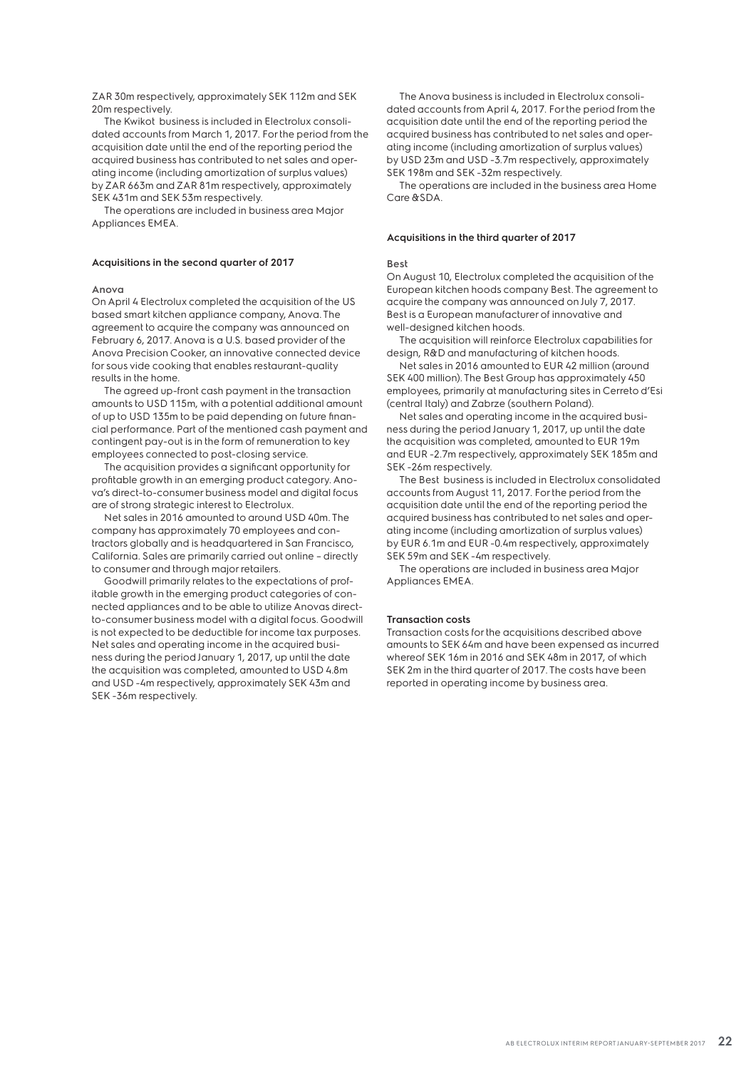ZAR 30m respectively, approximately SEK 112m and SEK 20m respectively.

The Kwikot business is included in Electrolux consolidated accounts from March 1, 2017. For the period from the acquisition date until the end of the reporting period the acquired business has contributed to net sales and operating income (including amortization of surplus values) by ZAR 663m and ZAR 81m respectively, approximately SEK 431m and SEK 53m respectively.

The operations are included in business area Major Appliances EMEA.

### Acquisitions in the second quarter of 2017

#### Anova

On April 4 Electrolux completed the acquisition of the US based smart kitchen appliance company, Anova. The agreement to acquire the company was announced on February 6, 2017. Anova is a U.S. based provider of the Anova Precision Cooker, an innovative connected device for sous vide cooking that enables restaurant-quality results in the home.

The agreed up-front cash payment in the transaction amounts to USD 115m, with a potential additional amount of up to USD 135m to be paid depending on future financial performance. Part of the mentioned cash payment and contingent pay-out is in the form of remuneration to key employees connected to post-closing service.

The acquisition provides a significant opportunity for profitable growth in an emerging product category. Anova's direct-to-consumer business model and digital focus are of strong strategic interest to Electrolux.

Net sales in 2016 amounted to around USD 40m. The company has approximately 70 employees and contractors globally and is headquartered in San Francisco, California. Sales are primarily carried out online – directly to consumer and through major retailers.

Goodwill primarily relates to the expectations of profitable growth in the emerging product categories of connected appliances and to be able to utilize Anovas direct-to-consumer business model with a digital focus. Goodwill is not expected to be deductible for income tax purposes. Net sales and operating income in the acquired business during the period January 1, 2017, up until the date the acquisition was completed, amounted to USD 4.8m and USD -4m respectively, approximately SEK 43m and SEK -36m respectively.

The Anova business is included in Electrolux consolidated accounts from April 4, 2017. For the period from the acquisition date until the end of the reporting period the acquired business has contributed to net sales and operating income (including amortization of surplus values) by USD 23m and USD -3.7m respectively, approximately SEK 198m and SEK -32m respectively.

The operations are included in the business area Home Care &SDA.

### Acquisitions in the third quarter of 2017

#### Best

On August 10, Electrolux completed the acquisition of the European kitchen hoods company Best. The agreement to acquire the company was announced on July 7, 2017. Best is a European manufacturer of innovative and well-designed kitchen hoods.

The acquisition will reinforce Electrolux capabilities for design, R&D and manufacturing of kitchen hoods.

Net sales in 2016 amounted to EUR 42 million (around SEK 400 million). The Best Group has approximately 450 employees, primarily at manufacturing sites in Cerreto d'Esi (central Italy) and Zabrze (southern Poland).

Net sales and operating income in the acquired business during the period January 1, 2017, up until the date the acquisition was completed, amounted to EUR 19m and EUR -2.7m respectively, approximately SEK 185m and SEK -26m respectively.

The Best business is included in Electrolux consolidated accounts from August 11, 2017. For the period from the acquisition date until the end of the reporting period the acquired business has contributed to net sales and operating income (including amortization of surplus values) by EUR 6.1m and EUR -0.4m respectively, approximately SEK 59m and SEK -4m respectively.

The operations are included in business area Major Appliances EMEA.

### Transaction costs

Transaction costs for the acquisitions described above amounts to SEK 64m and have been expensed as incurred whereof SEK 16m in 2016 and SEK 48m in 2017, of which SEK 2m in the third quarter of 2017. The costs have been reported in operating income by business area.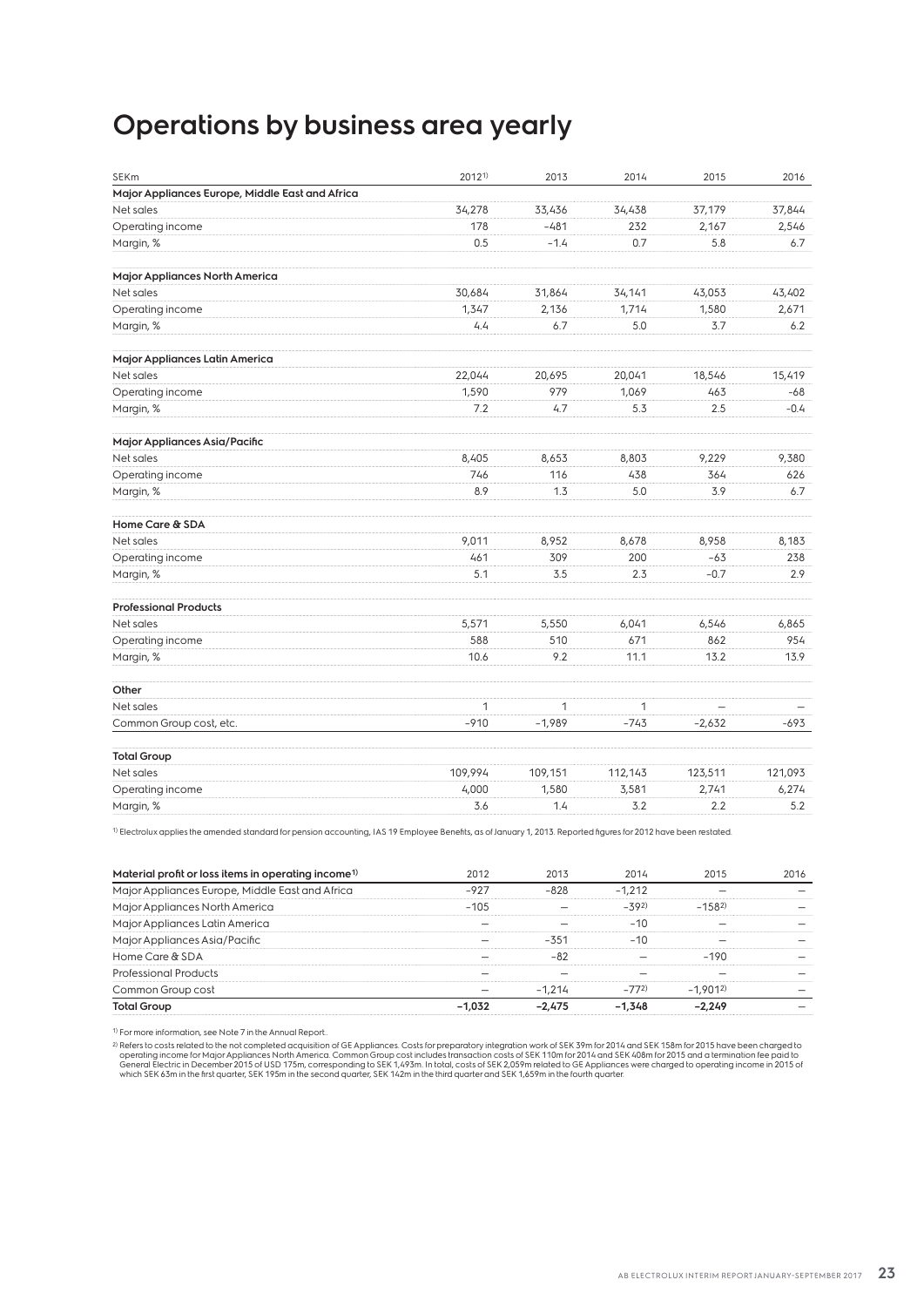# Operations by business area yearly

| SEKm | 2012[1] | 2013 | 2014 | 2015 | 2016 |
|---|---|---|---|---|---|
| **Major Appliances Europe, Middle East and Africa** | | | | | |
| Net sales | 34,278 | 33,436 | 34,438 | 37,179 | 37,844 |
| Operating income | 178 | -481 | 232 | 2,167 | 2,546 |
| Margin, % | 0.5 | -1.4 | 0.7 | 5.8 | 6.7 |
| **Major Appliances North America** | | | | | |
| Net sales | 30,684 | 31,864 | 34,141 | 43,053 | 43,402 |
| Operating income | 1,347 | 2,136 | 1,714 | 1,580 | 2,671 |
| Margin, % | 4.4 | 6.7 | 5.0 | 3.7 | 6.2 |
| **Major Appliances Latin America** | | | | | |
| Net sales | 22,044 | 20,695 | 20,041 | 18,546 | 15,419 |
| Operating income | 1,590 | 979 | 1,069 | 463 | -68 |
| Margin, % | 7.2 | 4.7 | 5.3 | 2.5 | -0.4 |
| **Major Appliances Asia/Pacific** | | | | | |
| Net sales | 8,405 | 8,653 | 8,803 | 9,229 | 9,380 |
| Operating income | 746 | 116 | 438 | 364 | 626 |
| Margin, % | 8.9 | 1.3 | 5.0 | 3.9 | 6.7 |
| **Home Care & SDA** | | | | | |
| Net sales | 9,011 | 8,952 | 8,678 | 8,958 | 8,183 |
| Operating income | 461 | 309 | 200 | -63 | 238 |
| Margin, % | 5.1 | 3.5 | 2.3 | -0.7 | 2.9 |
| **Professional Products** | | | | | |
| Net sales | 5,571 | 5,550 | 6,041 | 6,546 | 6,865 |
| Operating income | 588 | 510 | 671 | 862 | 954 |
| Margin, % | 10.6 | 9.2 | 11.1 | 13.2 | 13.9 |
| **Other** | | | | | |
| Net sales | 1 | 1 | 1 | – | – |
| Common Group cost, etc. | -910 | -1,989 | -743 | -2,632 | -693 |
| **Total Group** | | | | | |
| Net sales | 109,994 | 109,151 | 112,143 | 123,511 | 121,093 |
| Operating income | 4,000 | 1,580 | 3,581 | 2,741 | 6,274 |
| Margin, % | 3.6 | 1.4 | 3.2 | 2.2 | 5.2 |

[1] Electrolux applies the amended standard for pension accounting, IAS 19 Employee Benefits, as of January 1, 2013. Reported figures for 2012 have been restated.

| Material profit or loss items in operating income[1] | 2012 | 2013 | 2014 | 2015 | 2016 |
|---|---|---|---|---|---|
| Major Appliances Europe, Middle East and Africa | -927 | -828 | -1,212 | – | – |
| Major Appliances North America | -105 | – | -39[2] | -158[2] | – |
| Major Appliances Latin America | – | – | -10 | – | – |
| Major Appliances Asia/Pacific | – | -351 | -10 | – | – |
| Home Care & SDA | – | -82 | – | -190 | – |
| Professional Products | – | – | – | – | – |
| Common Group cost | – | -1,214 | -77[2] | -1,901[2] | – |
| **Total Group** | **-1,032** | **-2,475** | **-1,348** | **-2,249** | – |

[1] For more information, see Note 7 in the Annual Report.

[2] Refers to costs related to the not completed acquisition of GE Appliances. Costs for preparatory integration work of SEK 39m for 2014 and SEK 158m for 2015 have been charged to operating income for Major Appliances North America. Common Group cost includes transaction costs of SEK 110m for 2014 and SEK 408m for 2015 and a termination fee paid to General Electric in December 2015 of USD 175m, corresponding to SEK 1,493m. In total, costs of SEK 2,059m related to GE Appliances were charged to operating income in 2015 of which SEK 63m in the first quarter, SEK 195m in the second quarter, SEK 142m in the third quarter and SEK 1,659m in the fourth quarter.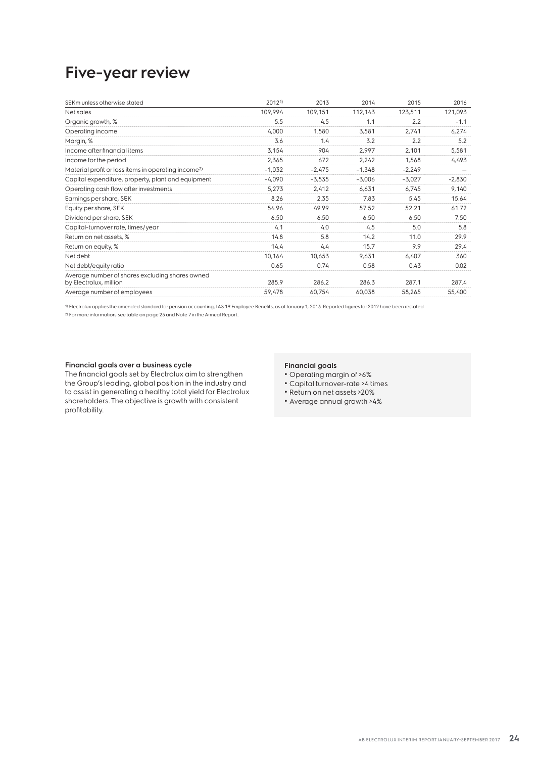# Five-year review

| SEKm unless otherwise stated | 2012[1] | 2013 | 2014 | 2015 | 2016 |
|---|---|---|---|---|---|
| Net sales | 109,994 | 109,151 | 112,143 | 123,511 | 121,093 |
| Organic growth, % | 5.5 | 4.5 | 1.1 | 2.2 | -1.1 |
| Operating income | 4,000 | 1.580 | 3,581 | 2,741 | 6,274 |
| Margin, % | 3.6 | 1.4 | 3.2 | 2.2 | 5.2 |
| Income after financial items | 3,154 | 904 | 2,997 | 2,101 | 5,581 |
| Income for the period | 2,365 | 672 | 2,242 | 1,568 | 4,493 |
| Material profit or loss items in operating income[2] | -1,032 | -2,475 | -1,348 | -2,249 | – |
| Capital expenditure, property, plant and equipment | -4,090 | -3,535 | -3,006 | -3,027 | -2,830 |
| Operating cash flow after investments | 5,273 | 2,412 | 6,631 | 6,745 | 9,140 |
| Earnings per share, SEK | 8.26 | 2.35 | 7.83 | 5.45 | 15.64 |
| Equity per share, SEK | 54.96 | 49.99 | 57.52 | 52.21 | 61.72 |
| Dividend per share, SEK | 6.50 | 6.50 | 6.50 | 6.50 | 7.50 |
| Capital-turnover rate, times/year | 4.1 | 4.0 | 4.5 | 5.0 | 5.8 |
| Return on net assets, % | 14.8 | 5.8 | 14.2 | 11.0 | 29.9 |
| Return on equity, % | 14.4 | 4.4 | 15.7 | 9.9 | 29.4 |
| Net debt | 10,164 | 10,653 | 9,631 | 6,407 | 360 |
| Net debt/equity ratio | 0.65 | 0.74 | 0.58 | 0.43 | 0.02 |
| Average number of shares excluding shares owned by Electrolux, million | 285.9 | 286.2 | 286.3 | 287.1 | 287.4 |
| Average number of employees | 59,478 | 60,754 | 60,038 | 58,265 | 55,400 |

[1] Electrolux applies the amended standard for pension accounting, IAS 19 Employee Benefits, as of January 1, 2013. Reported figures for 2012 have been restated.

[2] For more information, see table on page 23 and Note 7 in the Annual Report.

**Financial goals over a business cycle**

The financial goals set by Electrolux aim to strengthen the Group's leading, global position in the industry and to assist in generating a healthy total yield for Electrolux shareholders. The objective is growth with consistent profitability.

**Financial goals**

- Operating margin of >6%
- Capital turnover-rate >4 times
- Return on net assets >20%
- Average annual growth >4%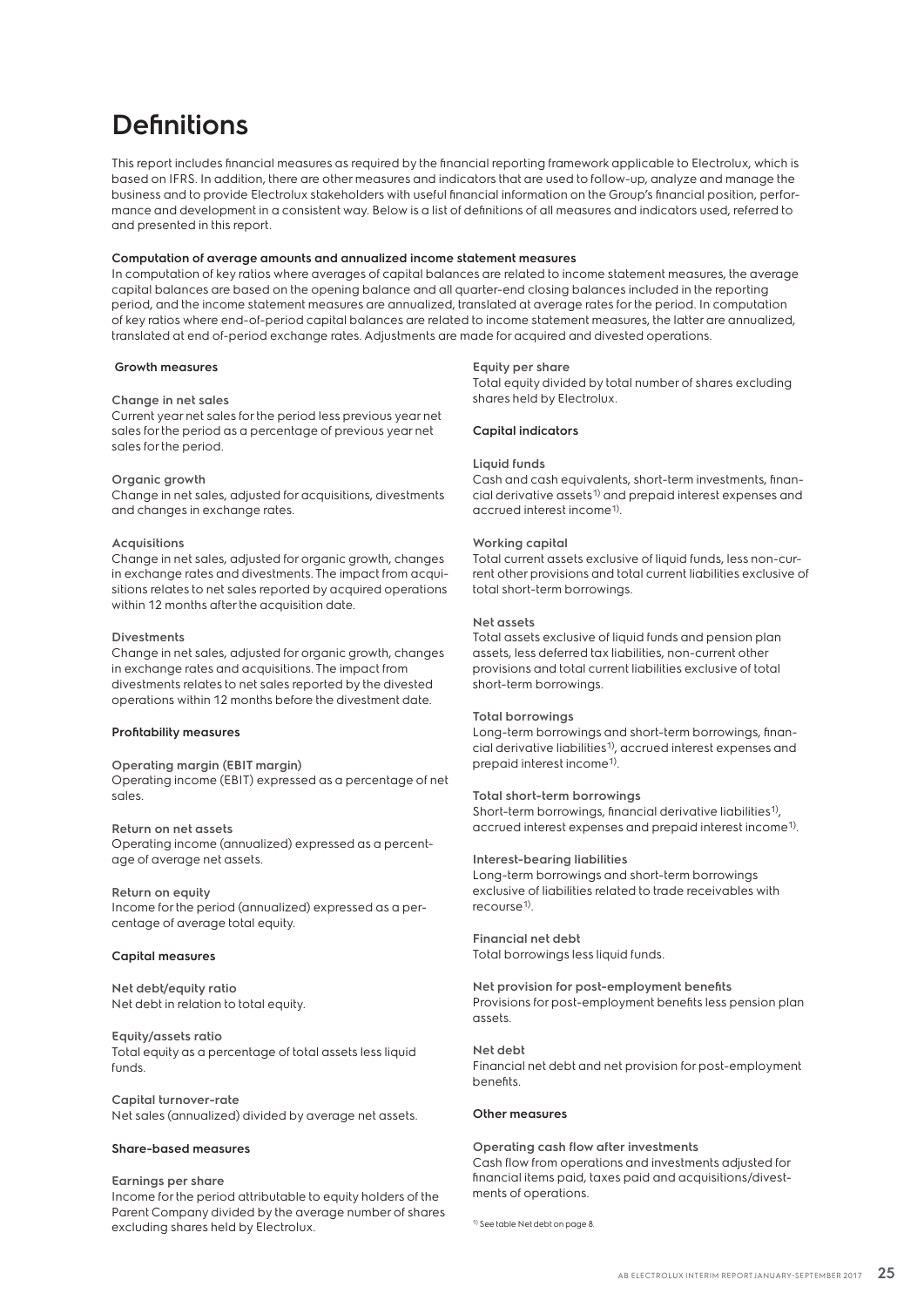# Definitions

This report includes financial measures as required by the financial reporting framework applicable to Electrolux, which is based on IFRS. In addition, there are other measures and indicators that are used to follow-up, analyze and manage the business and to provide Electrolux stakeholders with useful financial information on the Group's financial position, performance and development in a consistent way. Below is a list of definitions of all measures and indicators used, referred to and presented in this report.

**Computation of average amounts and annualized income statement measures**

In computation of key ratios where averages of capital balances are related to income statement measures, the average capital balances are based on the opening balance and all quarter-end closing balances included in the reporting period, and the income statement measures are annualized, translated at average rates for the period. In computation of key ratios where end-of-period capital balances are related to income statement measures, the latter are annualized, translated at end of-period exchange rates. Adjustments are made for acquired and divested operations.

### Growth measures

**Change in net sales**
Current year net sales for the period less previous year net sales for the period as a percentage of previous year net sales for the period.

**Organic growth**
Change in net sales, adjusted for acquisitions, divestments and changes in exchange rates.

**Acquisitions**
Change in net sales, adjusted for organic growth, changes in exchange rates and divestments. The impact from acquisitions relates to net sales reported by acquired operations within 12 months after the acquisition date.

**Divestments**
Change in net sales, adjusted for organic growth, changes in exchange rates and acquisitions. The impact from divestments relates to net sales reported by the divested operations within 12 months before the divestment date.

### Profitability measures

**Operating margin (EBIT margin)**
Operating income (EBIT) expressed as a percentage of net sales.

**Return on net assets**
Operating income (annualized) expressed as a percentage of average net assets.

**Return on equity**
Income for the period (annualized) expressed as a percentage of average total equity.

### Capital measures

**Net debt/equity ratio**
Net debt in relation to total equity.

**Equity/assets ratio**
Total equity as a percentage of total assets less liquid funds.

**Capital turnover-rate**
Net sales (annualized) divided by average net assets.

### Share-based measures

**Earnings per share**
Income for the period attributable to equity holders of the Parent Company divided by the average number of shares excluding shares held by Electrolux.

**Equity per share**
Total equity divided by total number of shares excluding shares held by Electrolux.

### Capital indicators

**Liquid funds**
Cash and cash equivalents, short-term investments, financial derivative assets[1] and prepaid interest expenses and accrued interest income[1].

**Working capital**
Total current assets exclusive of liquid funds, less non-current other provisions and total current liabilities exclusive of total short-term borrowings.

**Net assets**
Total assets exclusive of liquid funds and pension plan assets, less deferred tax liabilities, non-current other provisions and total current liabilities exclusive of total short-term borrowings.

**Total borrowings**
Long-term borrowings and short-term borrowings, financial derivative liabilities[1], accrued interest expenses and prepaid interest income[1].

**Total short-term borrowings**
Short-term borrowings, financial derivative liabilities[1], accrued interest expenses and prepaid interest income[1].

**Interest-bearing liabilities**
Long-term borrowings and short-term borrowings exclusive of liabilities related to trade receivables with recourse[1].

**Financial net debt**
Total borrowings less liquid funds.

**Net provision for post-employment benefits**
Provisions for post-employment benefits less pension plan assets.

**Net debt**
Financial net debt and net provision for post-employment benefits.

### Other measures

**Operating cash flow after investments**
Cash flow from operations and investments adjusted for financial items paid, taxes paid and acquisitions/divestments of operations.

[1] See table Net debt on page 8.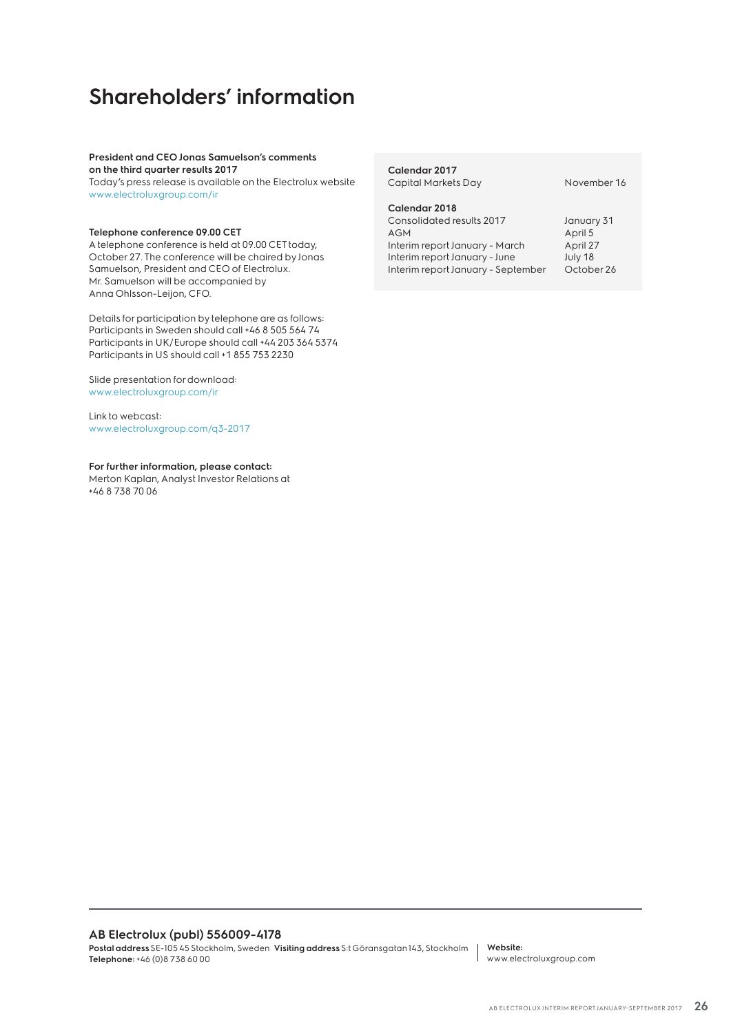# Shareholders' information

**President and CEO Jonas Samuelson's comments on the third quarter results 2017**
Today's press release is available on the Electrolux website
www.electroluxgroup.com/ir

**Telephone conference 09.00 CET**
A telephone conference is held at 09.00 CET today, October 27. The conference will be chaired by Jonas Samuelson, President and CEO of Electrolux. Mr. Samuelson will be accompanied by Anna Ohlsson-Leijon, CFO.

Details for participation by telephone are as follows:
Participants in Sweden should call +46 8 505 564 74
Participants in UK/Europe should call +44 203 364 5374
Participants in US should call +1 855 753 2230

Slide presentation for download:
www.electroluxgroup.com/ir

Link to webcast:
www.electroluxgroup.com/q3-2017

**For further information, please contact:**
Merton Kaplan, Analyst Investor Relations at +46 8 738 70 06

**Calendar 2017**

| | |
|---|---|
| Capital Markets Day | November 16 |

**Calendar 2018**

| | |
|---|---|
| Consolidated results 2017 | January 31 |
| AGM | April 5 |
| Interim report January - March | April 27 |
| Interim report January - June | July 18 |
| Interim report January - September | October 26 |

**AB Electrolux (publ) 556009-4178**
**Postal address** SE-105 45 Stockholm, Sweden **Visiting address** S:t Göransgatan 143, Stockholm
**Telephone:** +46 (0)8 738 60 00

**Website:**
www.electroluxgroup.com